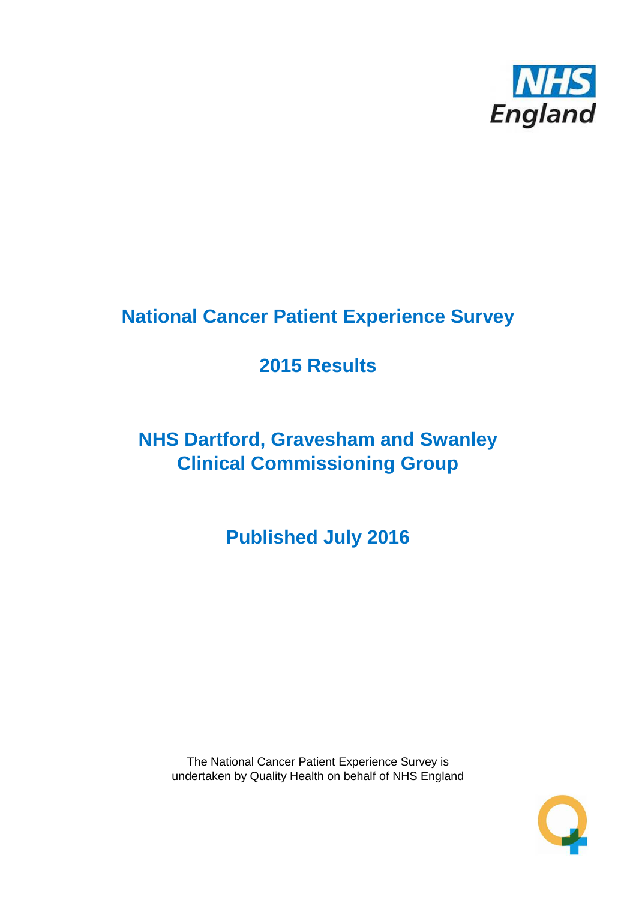# National Cancer Patient Experience Survey

## 2015 Results

## NHS Dartford, Gravesham and Swanley Clinical Commissioning Group

## Published July 2016

The National Cancer Patient Experience Survey is undertaken by Quality Health on behalf of NHS England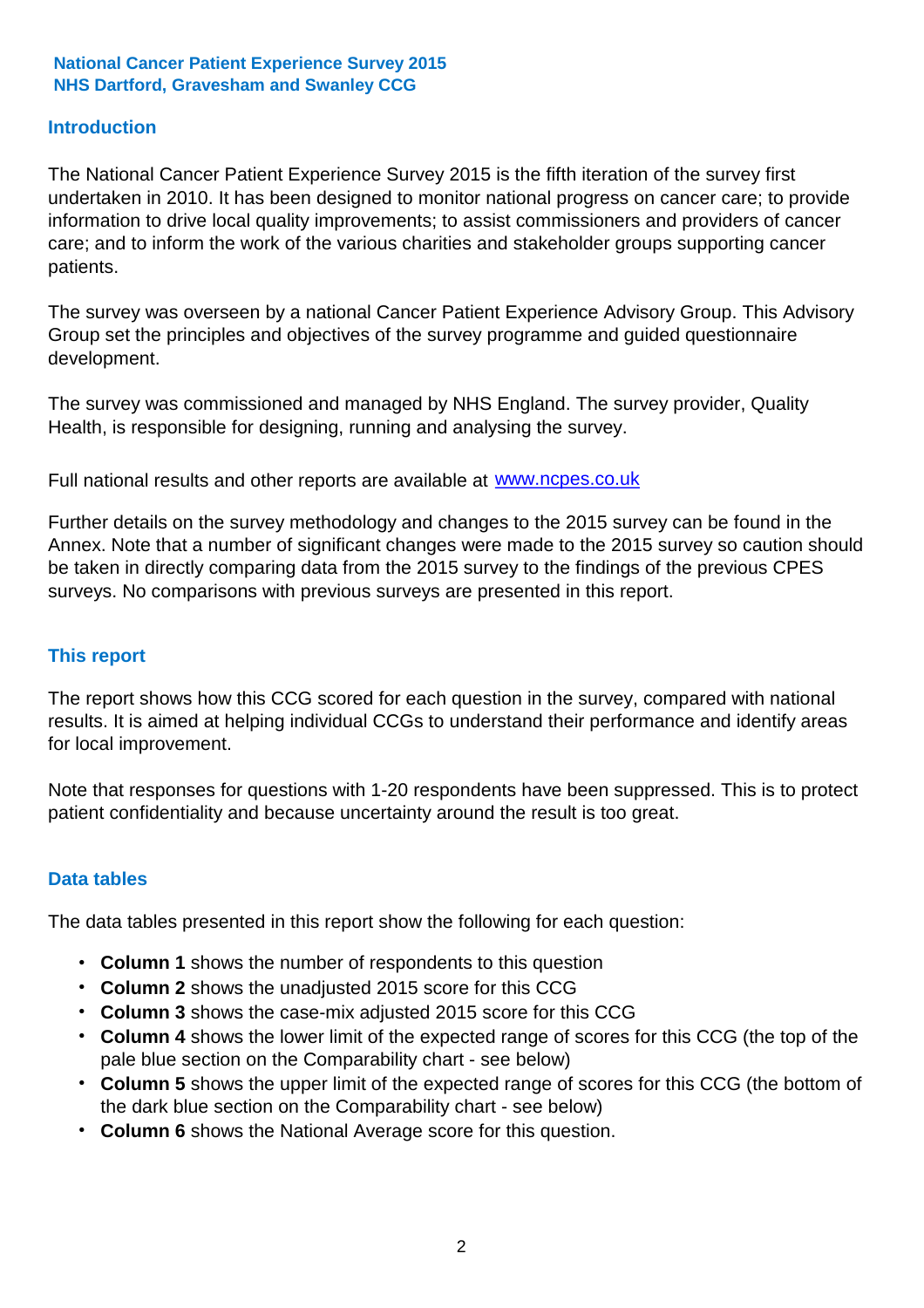**National Cancer Patient Experience Survey 2015**
**NHS Dartford, Gravesham and Swanley CCG**

## Introduction

The National Cancer Patient Experience Survey 2015 is the fifth iteration of the survey first undertaken in 2010. It has been designed to monitor national progress on cancer care; to provide information to drive local quality improvements; to assist commissioners and providers of cancer care; and to inform the work of the various charities and stakeholder groups supporting cancer patients.

The survey was overseen by a national Cancer Patient Experience Advisory Group. This Advisory Group set the principles and objectives of the survey programme and guided questionnaire development.

The survey was commissioned and managed by NHS England. The survey provider, Quality Health, is responsible for designing, running and analysing the survey.

Full national results and other reports are available at [www.ncpes.co.uk](http://www.ncpes.co.uk)

Further details on the survey methodology and changes to the 2015 survey can be found in the Annex. Note that a number of significant changes were made to the 2015 survey so caution should be taken in directly comparing data from the 2015 survey to the findings of the previous CPES surveys. No comparisons with previous surveys are presented in this report.

## This report

The report shows how this CCG scored for each question in the survey, compared with national results. It is aimed at helping individual CCGs to understand their performance and identify areas for local improvement.

Note that responses for questions with 1-20 respondents have been suppressed. This is to protect patient confidentiality and because uncertainty around the result is too great.

## Data tables

The data tables presented in this report show the following for each question:

- **Column 1** shows the number of respondents to this question
- **Column 2** shows the unadjusted 2015 score for this CCG
- **Column 3** shows the case-mix adjusted 2015 score for this CCG
- **Column 4** shows the lower limit of the expected range of scores for this CCG (the top of the pale blue section on the Comparability chart - see below)
- **Column 5** shows the upper limit of the expected range of scores for this CCG (the bottom of the dark blue section on the Comparability chart - see below)
- **Column 6** shows the National Average score for this question.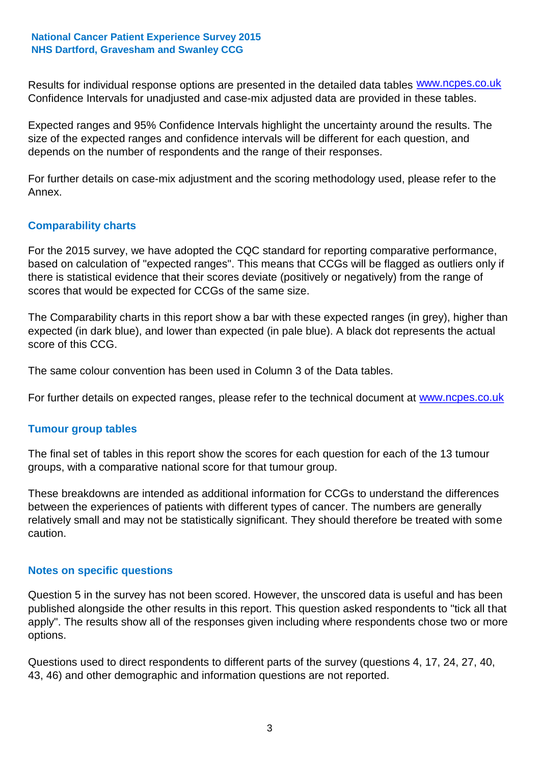Results for individual response options are presented in the detailed data tables www.ncpes.co.uk Confidence Intervals for unadjusted and case-mix adjusted data are provided in these tables.

Expected ranges and 95% Confidence Intervals highlight the uncertainty around the results. The size of the expected ranges and confidence intervals will be different for each question, and depends on the number of respondents and the range of their responses.

For further details on case-mix adjustment and the scoring methodology used, please refer to the Annex.

## Comparability charts

For the 2015 survey, we have adopted the CQC standard for reporting comparative performance, based on calculation of "expected ranges". This means that CCGs will be flagged as outliers only if there is statistical evidence that their scores deviate (positively or negatively) from the range of scores that would be expected for CCGs of the same size.

The Comparability charts in this report show a bar with these expected ranges (in grey), higher than expected (in dark blue), and lower than expected (in pale blue). A black dot represents the actual score of this CCG.

The same colour convention has been used in Column 3 of the Data tables.

For further details on expected ranges, please refer to the technical document at www.ncpes.co.uk

## Tumour group tables

The final set of tables in this report show the scores for each question for each of the 13 tumour groups, with a comparative national score for that tumour group.

These breakdowns are intended as additional information for CCGs to understand the differences between the experiences of patients with different types of cancer. The numbers are generally relatively small and may not be statistically significant. They should therefore be treated with some caution.

## Notes on specific questions

Question 5 in the survey has not been scored. However, the unscored data is useful and has been published alongside the other results in this report. This question asked respondents to "tick all that apply". The results show all of the responses given including where respondents chose two or more options.

Questions used to direct respondents to different parts of the survey (questions 4, 17, 24, 27, 40, 43, 46) and other demographic and information questions are not reported.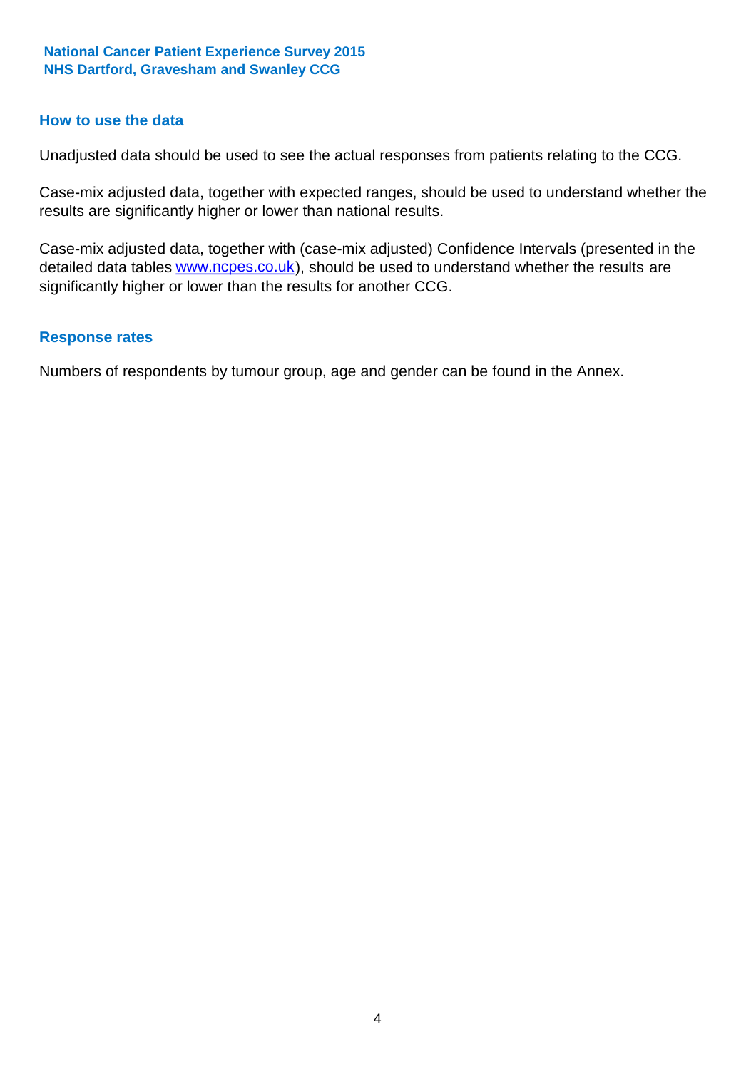## How to use the data

Unadjusted data should be used to see the actual responses from patients relating to the CCG.

Case-mix adjusted data, together with expected ranges, should be used to understand whether the results are significantly higher or lower than national results.

Case-mix adjusted data, together with (case-mix adjusted) Confidence Intervals (presented in the detailed data tables www.ncpes.co.uk), should be used to understand whether the results are significantly higher or lower than the results for another CCG.

## Response rates

Numbers of respondents by tumour group, age and gender can be found in the Annex.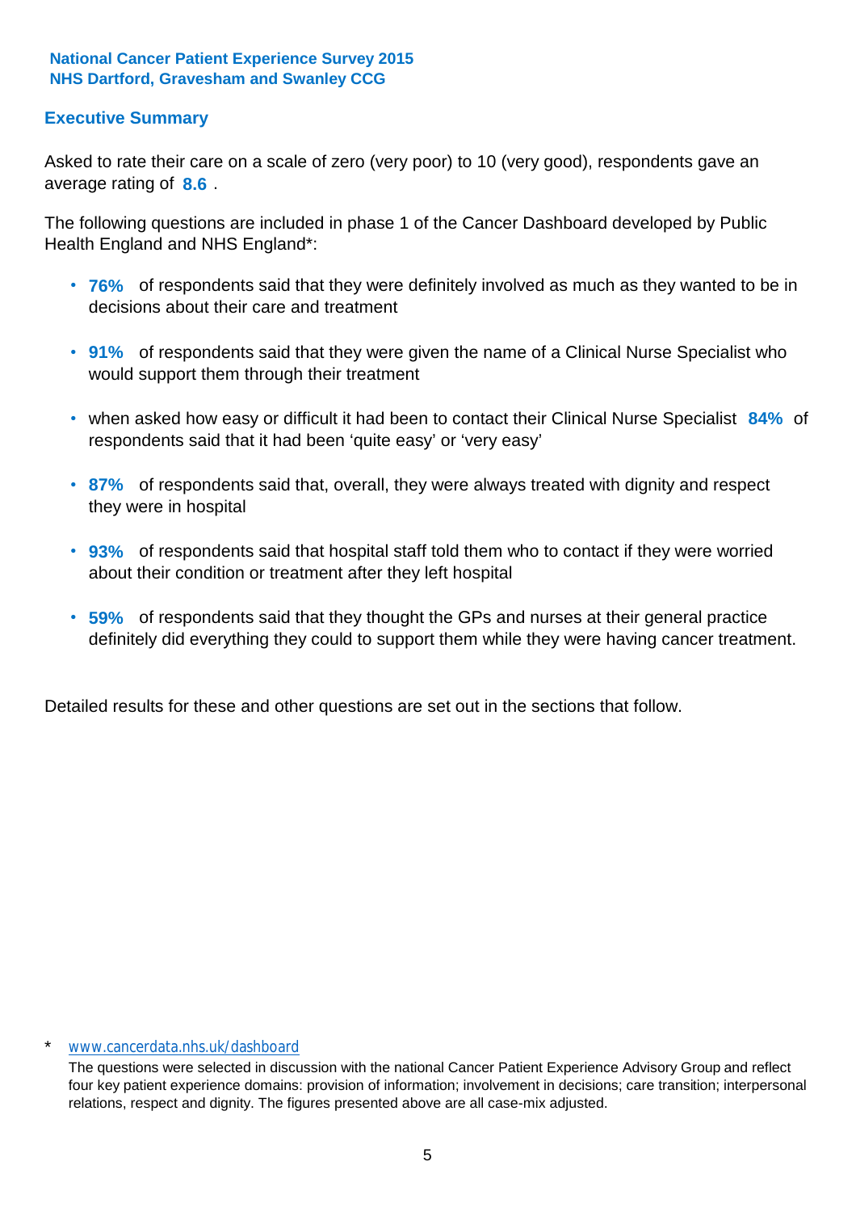**National Cancer Patient Experience Survey 2015**
**NHS Dartford, Gravesham and Swanley CCG**

## Executive Summary

Asked to rate their care on a scale of zero (very poor) to 10 (very good), respondents gave an average rating of **8.6** .

The following questions are included in phase 1 of the Cancer Dashboard developed by Public Health England and NHS England*:

- **76%** of respondents said that they were definitely involved as much as they wanted to be in decisions about their care and treatment
- **91%** of respondents said that they were given the name of a Clinical Nurse Specialist who would support them through their treatment
- when asked how easy or difficult it had been to contact their Clinical Nurse Specialist **84%** of respondents said that it had been 'quite easy' or 'very easy'
- **87%** of respondents said that, overall, they were always treated with dignity and respect they were in hospital
- **93%** of respondents said that hospital staff told them who to contact if they were worried about their condition or treatment after they left hospital
- **59%** of respondents said that they thought the GPs and nurses at their general practice definitely did everything they could to support them while they were having cancer treatment.

Detailed results for these and other questions are set out in the sections that follow.

\* www.cancerdata.nhs.uk/dashboard

The questions were selected in discussion with the national Cancer Patient Experience Advisory Group and reflect four key patient experience domains: provision of information; involvement in decisions; care transition; interpersonal relations, respect and dignity. The figures presented above are all case-mix adjusted.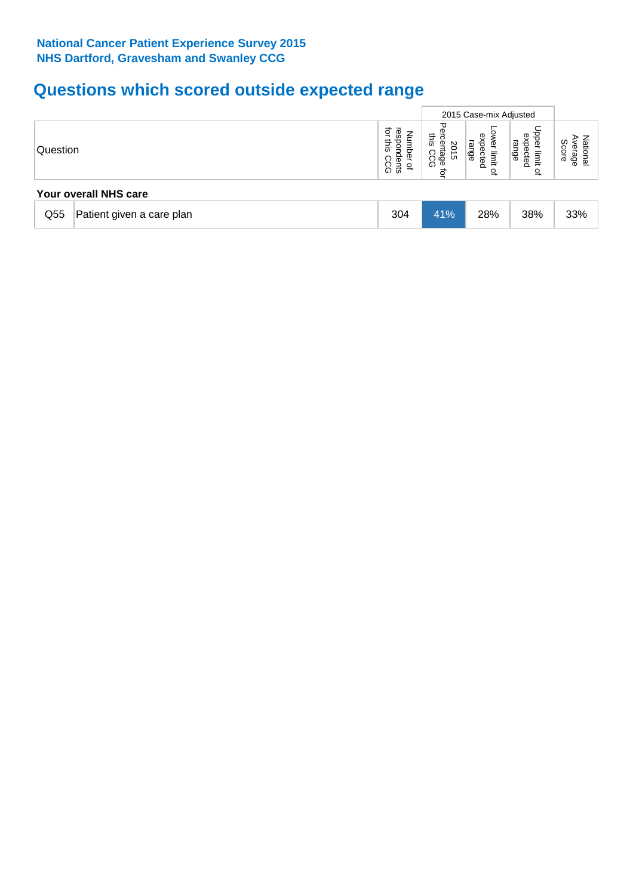**National Cancer Patient Experience Survey 2015**
**NHS Dartford, Gravesham and Swanley CCG**

## Questions which scored outside expected range

| Question | | Number of respondents for this CCG | 2015 Case-mix Adjusted | | | National Average Score |
|---|---|---|---|---|---|---|
| | | | 2015 Percentage for this CCG | Lower limit of expected range | Upper limit of expected range | |
| **Your overall NHS care** | | | | | | |
| Q55 | Patient given a care plan | 304 | 41% | 28% | 38% | 33% |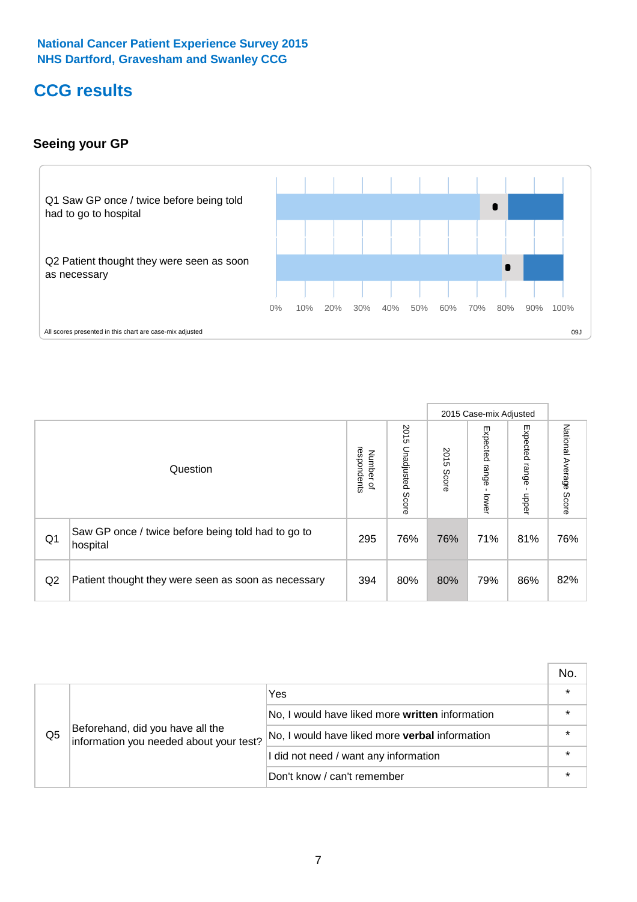National Cancer Patient Experience Survey 2015
NHS Dartford, Gravesham and Swanley CCG

# CCG results

### Seeing your GP

Q1 Saw GP once / twice before being told had to go to hospital

Q2 Patient thought they were seen as soon as necessary

0% 10% 20% 30% 40% 50% 60% 70% 80% 90% 100%

All scores presented in this chart are case-mix adjusted

09J

| | Question | Number of respondents | 2015 Unadjusted Score | 2015 Case-mix Adjusted: 2015 Score | 2015 Case-mix Adjusted: Expected range - lower | 2015 Case-mix Adjusted: Expected range - upper | National Average Score |
|---|---|---|---|---|---|---|---|
| Q1 | Saw GP once / twice before being told had to go to hospital | 295 | 76% | 76% | 71% | 81% | 76% |
| Q2 | Patient thought they were seen as soon as necessary | 394 | 80% | 80% | 79% | 86% | 82% |

| | | | No. |
|---|---|---|---|
| Q5 | Beforehand, did you have all the information you needed about your test? | Yes | * |
| | | No, I would have liked more **written** information | * |
| | | No, I would have liked more **verbal** information | * |
| | | I did not need / want any information | * |
| | | Don't know / can't remember | * |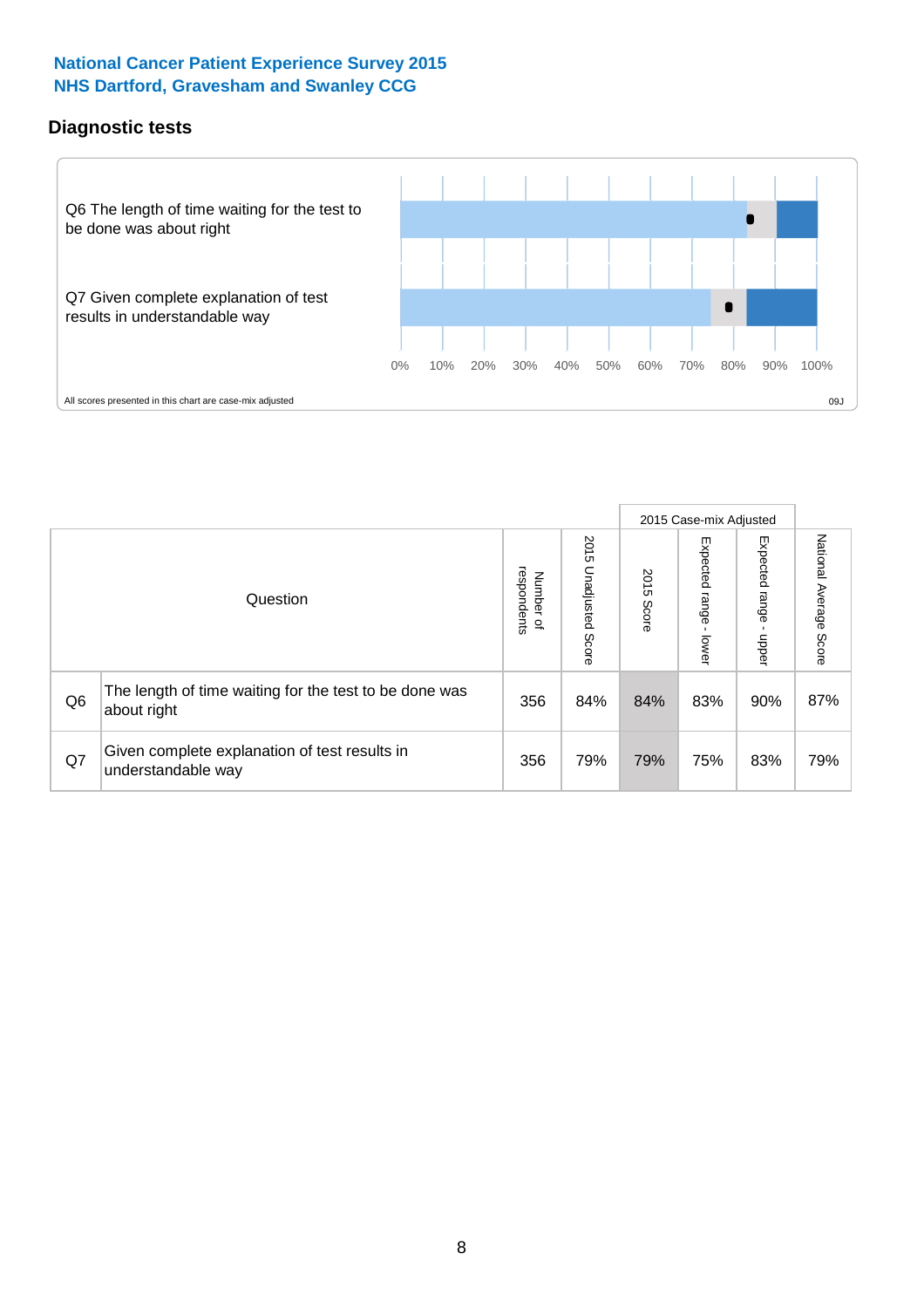National Cancer Patient Experience Survey 2015
NHS Dartford, Gravesham and Swanley CCG

## Diagnostic tests

Q6 The length of time waiting for the test to be done was about right

Q7 Given complete explanation of test results in understandable way

0% 10% 20% 30% 40% 50% 60% 70% 80% 90% 100%

All scores presented in this chart are case-mix adjusted

09J

| | Question | Number of respondents | 2015 Unadjusted Score | 2015 Case-mix Adjusted | | | National Average Score |
|---|---|---|---|---|---|---|---|
| | | | | 2015 Score | Expected range - lower | Expected range - upper | |
| Q6 | The length of time waiting for the test to be done was about right | 356 | 84% | 84% | 83% | 90% | 87% |
| Q7 | Given complete explanation of test results in understandable way | 356 | 79% | 79% | 75% | 83% | 79% |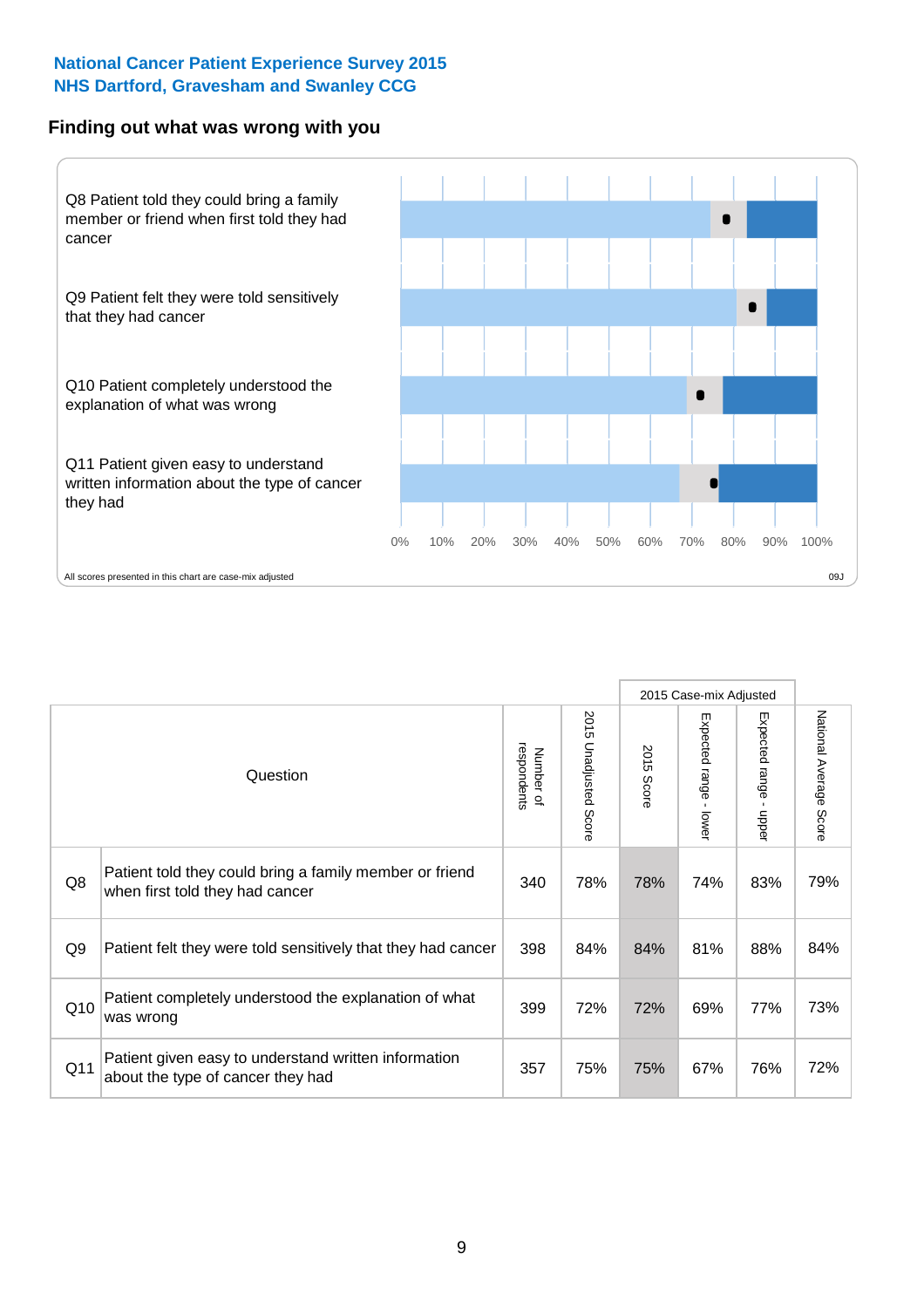National Cancer Patient Experience Survey 2015
NHS Dartford, Gravesham and Swanley CCG

## Finding out what was wrong with you

Q8 Patient told they could bring a family member or friend when first told they had cancer

Q9 Patient felt they were told sensitively that they had cancer

Q10 Patient completely understood the explanation of what was wrong

Q11 Patient given easy to understand written information about the type of cancer they had

0% 10% 20% 30% 40% 50% 60% 70% 80% 90% 100%

All scores presented in this chart are case-mix adjusted

09J

| | Question | Number of respondents | 2015 Unadjusted Score | 2015 Case-mix Adjusted: 2015 Score | 2015 Case-mix Adjusted: Expected range - lower | 2015 Case-mix Adjusted: Expected range - upper | National Average Score |
|---|---|---|---|---|---|---|---|
| Q8 | Patient told they could bring a family member or friend when first told they had cancer | 340 | 78% | 78% | 74% | 83% | 79% |
| Q9 | Patient felt they were told sensitively that they had cancer | 398 | 84% | 84% | 81% | 88% | 84% |
| Q10 | Patient completely understood the explanation of what was wrong | 399 | 72% | 72% | 69% | 77% | 73% |
| Q11 | Patient given easy to understand written information about the type of cancer they had | 357 | 75% | 75% | 67% | 76% | 72% |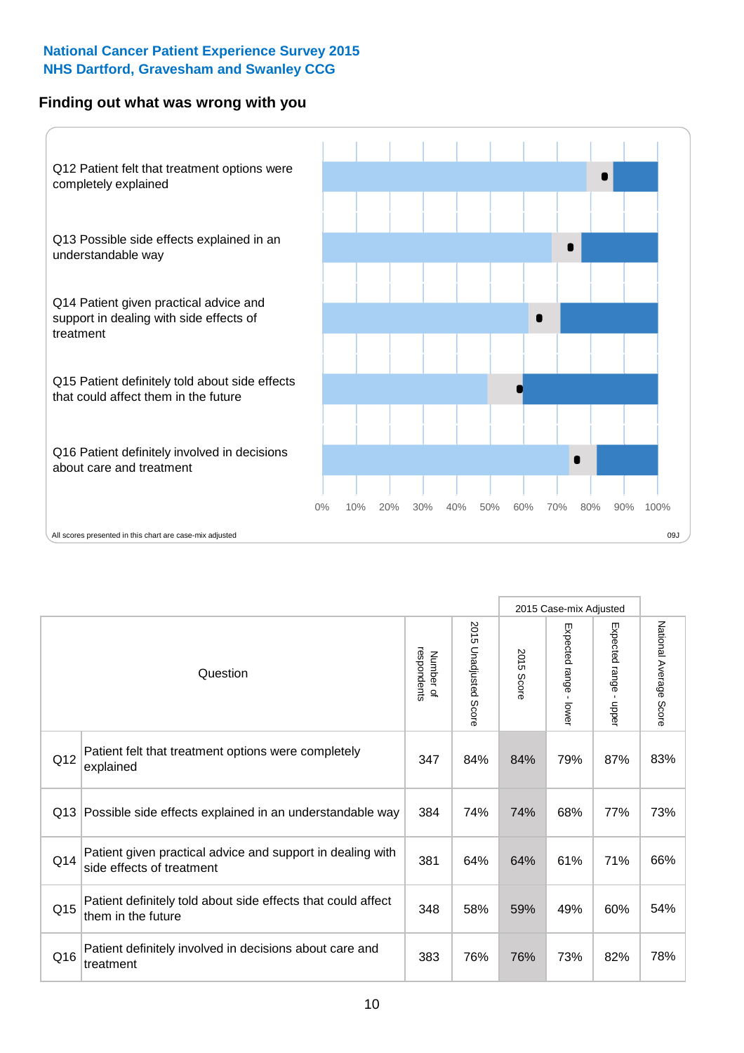National Cancer Patient Experience Survey 2015
NHS Dartford, Gravesham and Swanley CCG

## Finding out what was wrong with you

Q12 Patient felt that treatment options were completely explained

Q13 Possible side effects explained in an understandable way

Q14 Patient given practical advice and support in dealing with side effects of treatment

Q15 Patient definitely told about side effects that could affect them in the future

Q16 Patient definitely involved in decisions about care and treatment

0% 10% 20% 30% 40% 50% 60% 70% 80% 90% 100%

All scores presented in this chart are case-mix adjusted

09J

| | Question | Number of respondents | 2015 Unadjusted Score | 2015 Case-mix Adjusted: 2015 Score | 2015 Case-mix Adjusted: Expected range - lower | 2015 Case-mix Adjusted: Expected range - upper | National Average Score |
|---|---|---|---|---|---|---|---|
| Q12 | Patient felt that treatment options were completely explained | 347 | 84% | 84% | 79% | 87% | 83% |
| Q13 | Possible side effects explained in an understandable way | 384 | 74% | 74% | 68% | 77% | 73% |
| Q14 | Patient given practical advice and support in dealing with side effects of treatment | 381 | 64% | 64% | 61% | 71% | 66% |
| Q15 | Patient definitely told about side effects that could affect them in the future | 348 | 58% | 59% | 49% | 60% | 54% |
| Q16 | Patient definitely involved in decisions about care and treatment | 383 | 76% | 76% | 73% | 82% | 78% |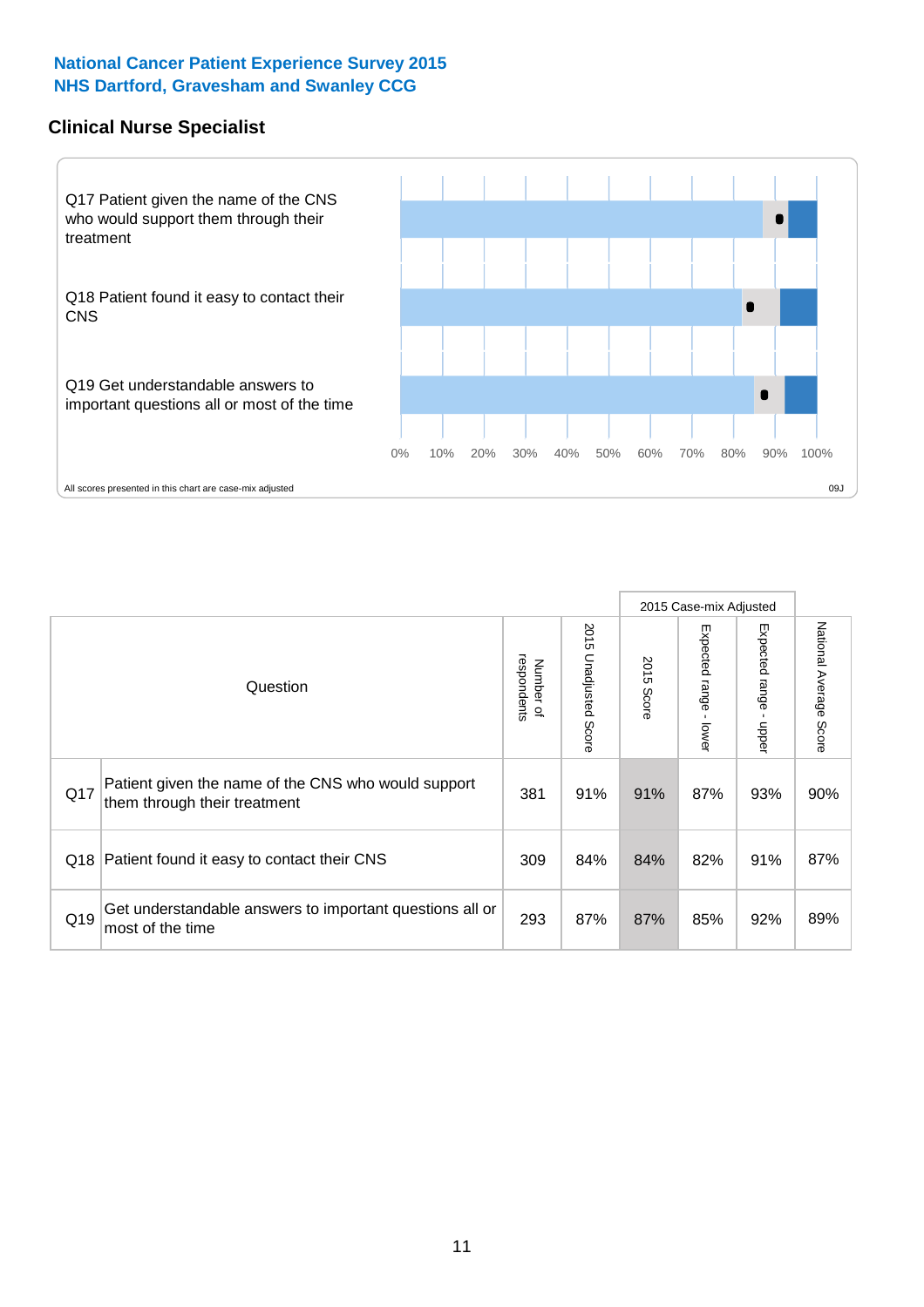**National Cancer Patient Experience Survey 2015**
**NHS Dartford, Gravesham and Swanley CCG**

## Clinical Nurse Specialist

Q17 Patient given the name of the CNS who would support them through their treatment

Q18 Patient found it easy to contact their CNS

Q19 Get understandable answers to important questions all or most of the time

0% 10% 20% 30% 40% 50% 60% 70% 80% 90% 100%

All scores presented in this chart are case-mix adjusted

09J

| Question | | Number of respondents | 2015 Unadjusted Score | 2015 Case-mix Adjusted 2015 Score | 2015 Case-mix Adjusted Expected range - lower | 2015 Case-mix Adjusted Expected range - upper | National Average Score |
|---|---|---|---|---|---|---|---|
| Q17 | Patient given the name of the CNS who would support them through their treatment | 381 | 91% | 91% | 87% | 93% | 90% |
| Q18 | Patient found it easy to contact their CNS | 309 | 84% | 84% | 82% | 91% | 87% |
| Q19 | Get understandable answers to important questions all or most of the time | 293 | 87% | 87% | 85% | 92% | 89% |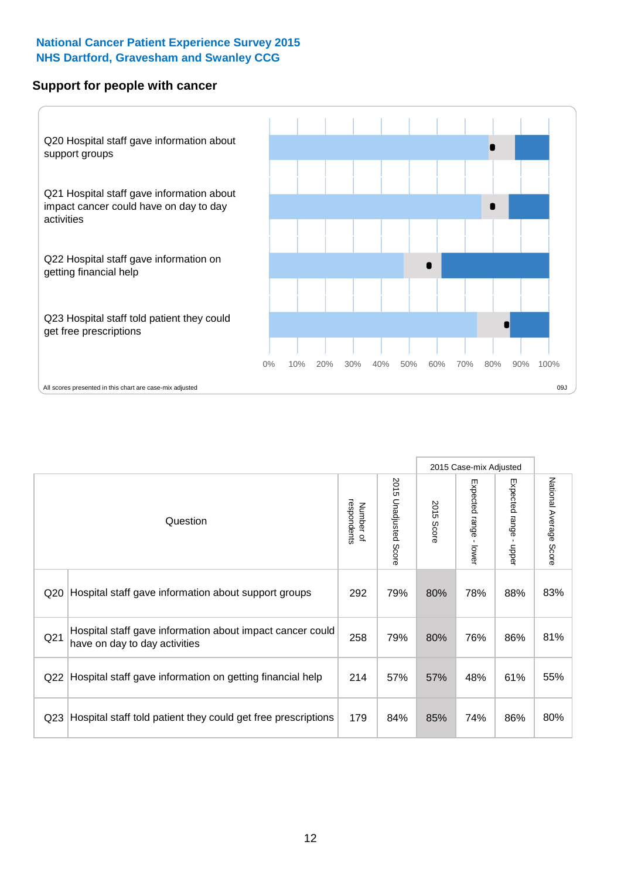**National Cancer Patient Experience Survey 2015**
**NHS Dartford, Gravesham and Swanley CCG**

## Support for people with cancer

Q20 Hospital staff gave information about support groups

Q21 Hospital staff gave information about impact cancer could have on day to day activities

Q22 Hospital staff gave information on getting financial help

Q23 Hospital staff told patient they could get free prescriptions

0% 10% 20% 30% 40% 50% 60% 70% 80% 90% 100%

All scores presented in this chart are case-mix adjusted

09J

| Question | | Number of respondents | 2015 Unadjusted Score | 2015 Case-mix Adjusted | | | National Average Score |
|---|---|---|---|---|---|---|---|
| | | | | 2015 Score | Expected range - lower | Expected range - upper | |
| Q20 | Hospital staff gave information about support groups | 292 | 79% | 80% | 78% | 88% | 83% |
| Q21 | Hospital staff gave information about impact cancer could have on day to day activities | 258 | 79% | 80% | 76% | 86% | 81% |
| Q22 | Hospital staff gave information on getting financial help | 214 | 57% | 57% | 48% | 61% | 55% |
| Q23 | Hospital staff told patient they could get free prescriptions | 179 | 84% | 85% | 74% | 86% | 80% |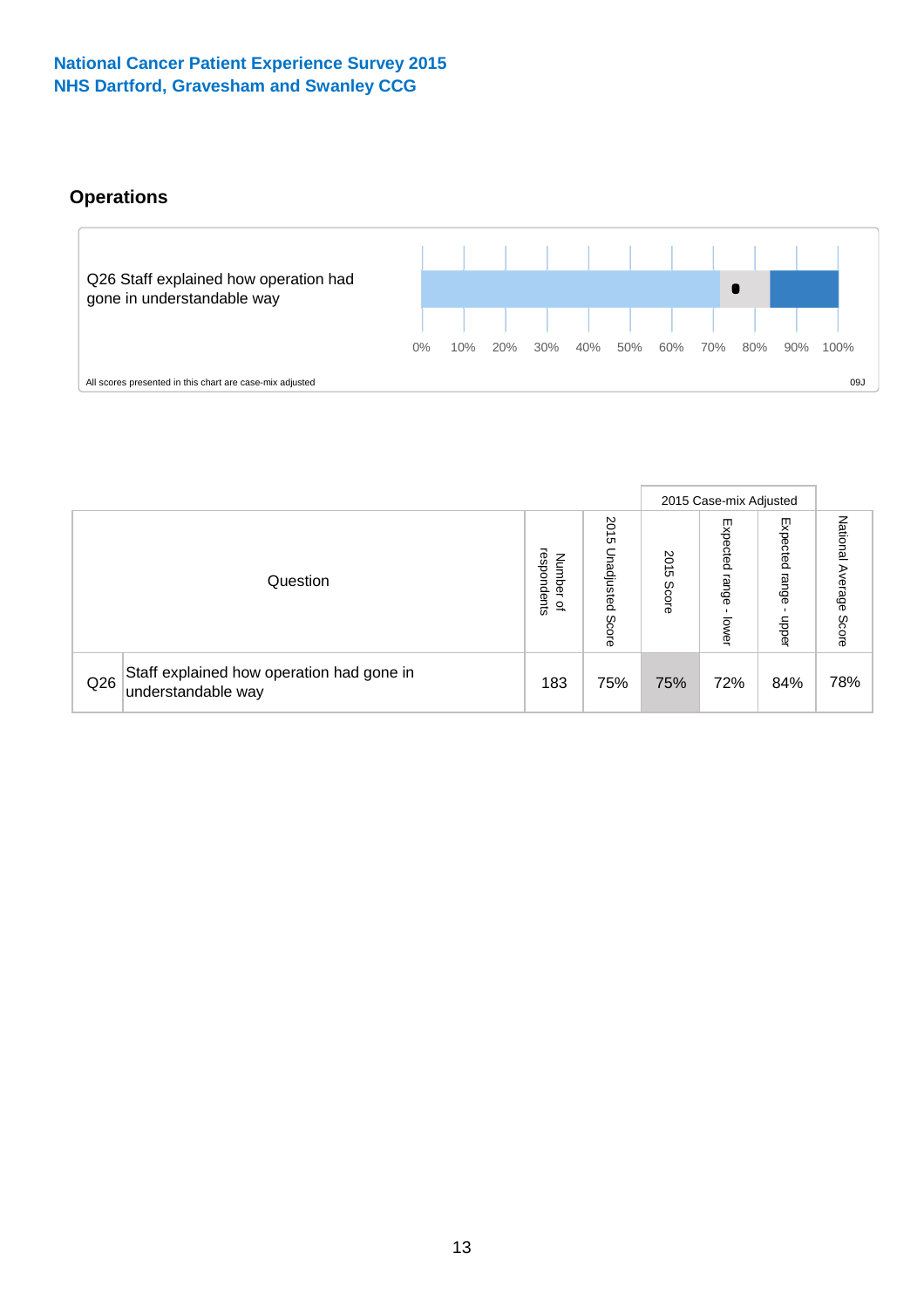National Cancer Patient Experience Survey 2015
NHS Dartford, Gravesham and Swanley CCG

## Operations

Q26 Staff explained how operation had gone in understandable way

0% 10% 20% 30% 40% 50% 60% 70% 80% 90% 100%

All scores presented in this chart are case-mix adjusted

09J

| Question | | Number of respondents | 2015 Unadjusted Score | 2015 Case-mix Adjusted | | | National Average Score |
|---|---|---|---|---|---|---|---|
| | | | | 2015 Score | Expected range - lower | Expected range - upper | |
| Q26 | Staff explained how operation had gone in understandable way | 183 | 75% | 75% | 72% | 84% | 78% |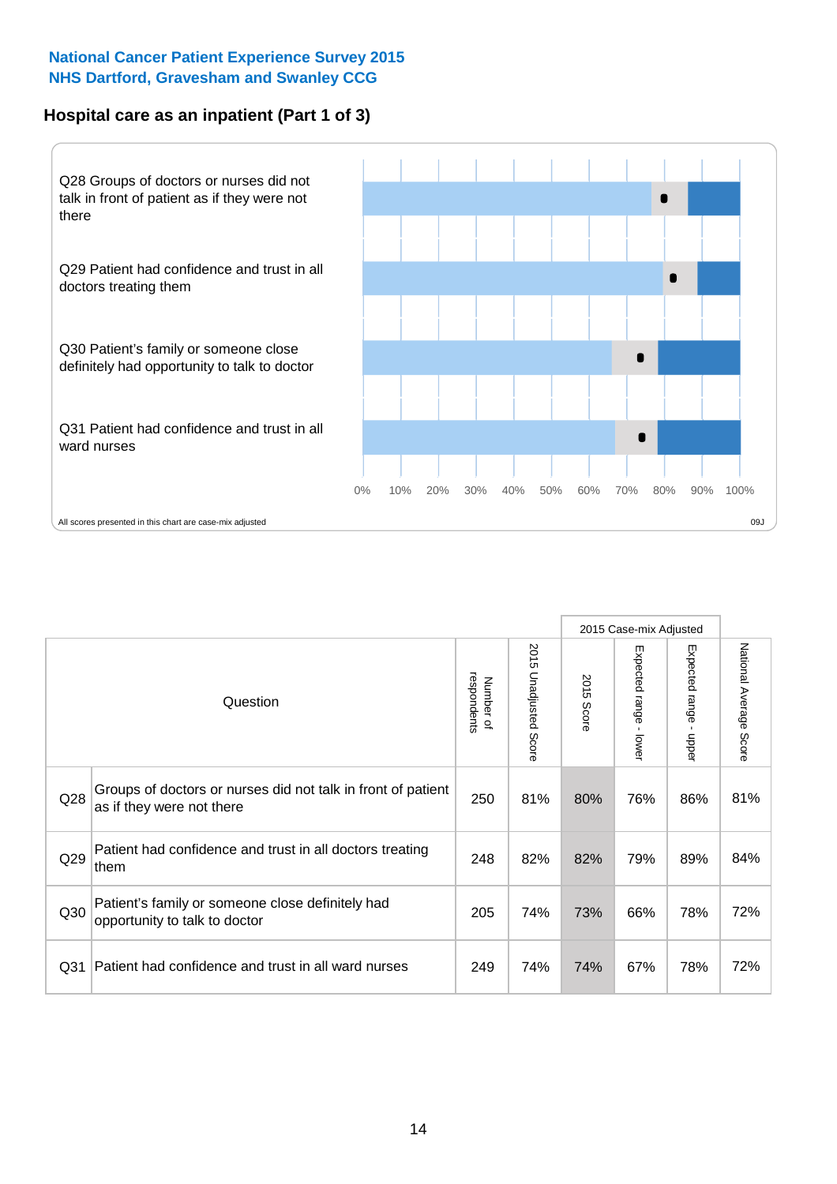National Cancer Patient Experience Survey 2015
NHS Dartford, Gravesham and Swanley CCG

## Hospital care as an inpatient (Part 1 of 3)

Q28 Groups of doctors or nurses did not talk in front of patient as if they were not there

Q29 Patient had confidence and trust in all doctors treating them

Q30 Patient's family or someone close definitely had opportunity to talk to doctor

Q31 Patient had confidence and trust in all ward nurses

0% 10% 20% 30% 40% 50% 60% 70% 80% 90% 100%

All scores presented in this chart are case-mix adjusted

09J

| | Question | Number of respondents | 2015 Unadjusted Score | 2015 Case-mix Adjusted | | | National Average Score |
|---|---|---|---|---|---|---|---|
| | | | | 2015 Score | Expected range - lower | Expected range - upper | |
| Q28 | Groups of doctors or nurses did not talk in front of patient as if they were not there | 250 | 81% | 80% | 76% | 86% | 81% |
| Q29 | Patient had confidence and trust in all doctors treating them | 248 | 82% | 82% | 79% | 89% | 84% |
| Q30 | Patient's family or someone close definitely had opportunity to talk to doctor | 205 | 74% | 73% | 66% | 78% | 72% |
| Q31 | Patient had confidence and trust in all ward nurses | 249 | 74% | 74% | 67% | 78% | 72% |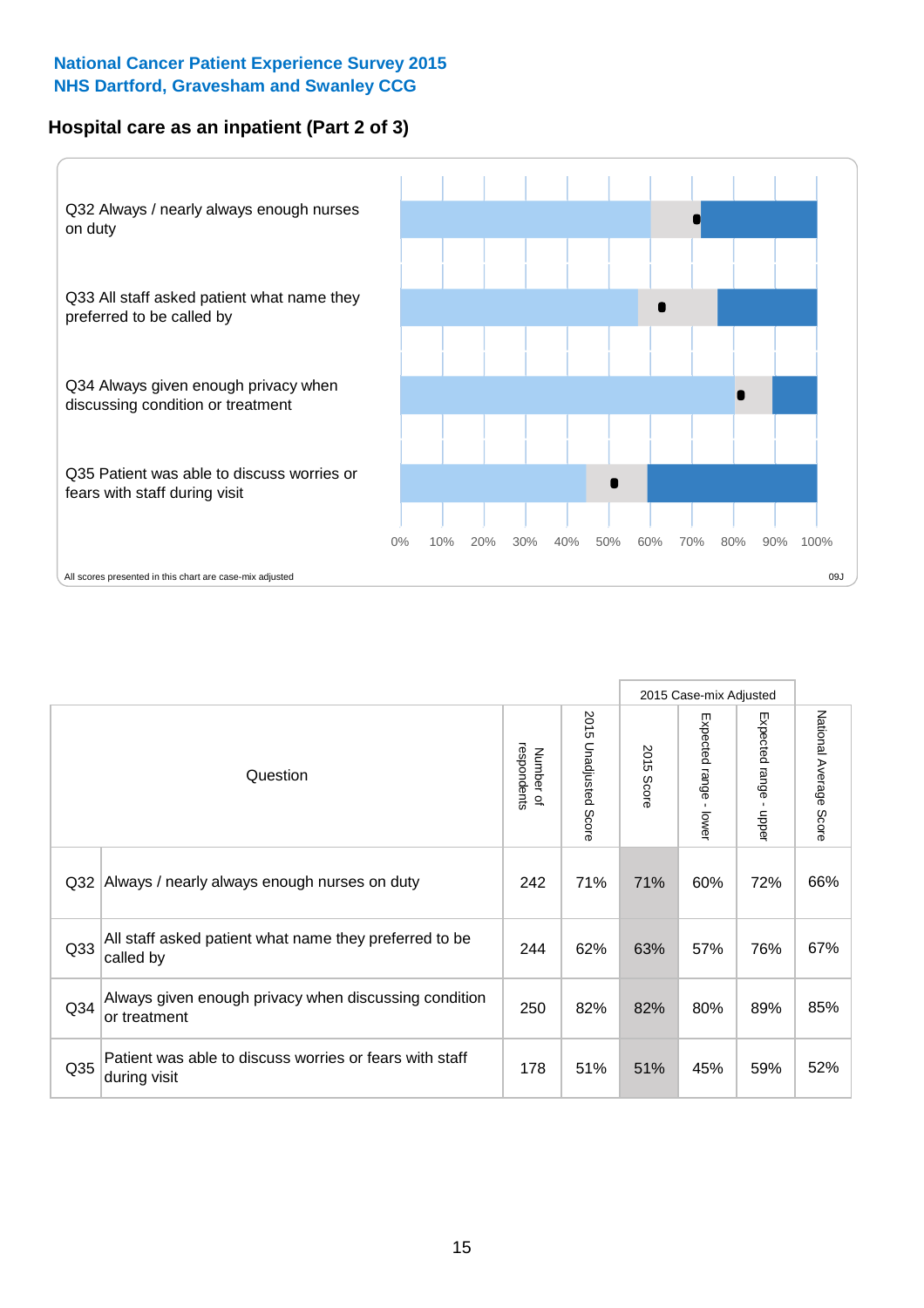National Cancer Patient Experience Survey 2015
NHS Dartford, Gravesham and Swanley CCG

## Hospital care as an inpatient (Part 2 of 3)

Q32 Always / nearly always enough nurses on duty

Q33 All staff asked patient what name they preferred to be called by

Q34 Always given enough privacy when discussing condition or treatment

Q35 Patient was able to discuss worries or fears with staff during visit

0% 10% 20% 30% 40% 50% 60% 70% 80% 90% 100%

All scores presented in this chart are case-mix adjusted

09J

| Question | | Number of respondents | 2015 Unadjusted Score | 2015 Case-mix Adjusted: 2015 Score | 2015 Case-mix Adjusted: Expected range - lower | 2015 Case-mix Adjusted: Expected range - upper | National Average Score |
|---|---|---|---|---|---|---|---|
| Q32 | Always / nearly always enough nurses on duty | 242 | 71% | 71% | 60% | 72% | 66% |
| Q33 | All staff asked patient what name they preferred to be called by | 244 | 62% | 63% | 57% | 76% | 67% |
| Q34 | Always given enough privacy when discussing condition or treatment | 250 | 82% | 82% | 80% | 89% | 85% |
| Q35 | Patient was able to discuss worries or fears with staff during visit | 178 | 51% | 51% | 45% | 59% | 52% |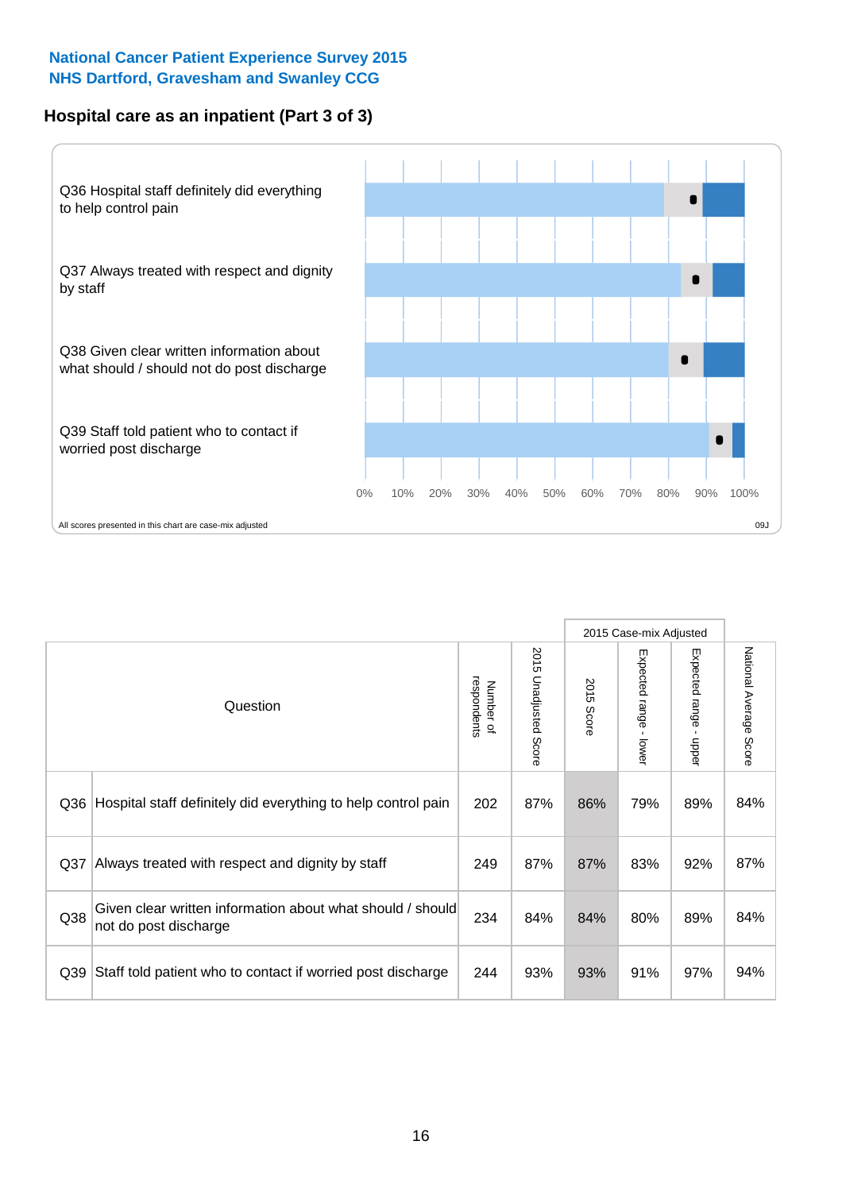**National Cancer Patient Experience Survey 2015**
**NHS Dartford, Gravesham and Swanley CCG**

## Hospital care as an inpatient (Part 3 of 3)

Q36 Hospital staff definitely did everything to help control pain

Q37 Always treated with respect and dignity by staff

Q38 Given clear written information about what should / should not do post discharge

Q39 Staff told patient who to contact if worried post discharge

0% 10% 20% 30% 40% 50% 60% 70% 80% 90% 100%

All scores presented in this chart are case-mix adjusted

09J

| Question | | Number of respondents | 2015 Unadjusted Score | 2015 Case-mix Adjusted | | | National Average Score |
|---|---|---|---|---|---|---|---|
| | | | | 2015 Score | Expected range - lower | Expected range - upper | |
| Q36 | Hospital staff definitely did everything to help control pain | 202 | 87% | 86% | 79% | 89% | 84% |
| Q37 | Always treated with respect and dignity by staff | 249 | 87% | 87% | 83% | 92% | 87% |
| Q38 | Given clear written information about what should / should not do post discharge | 234 | 84% | 84% | 80% | 89% | 84% |
| Q39 | Staff told patient who to contact if worried post discharge | 244 | 93% | 93% | 91% | 97% | 94% |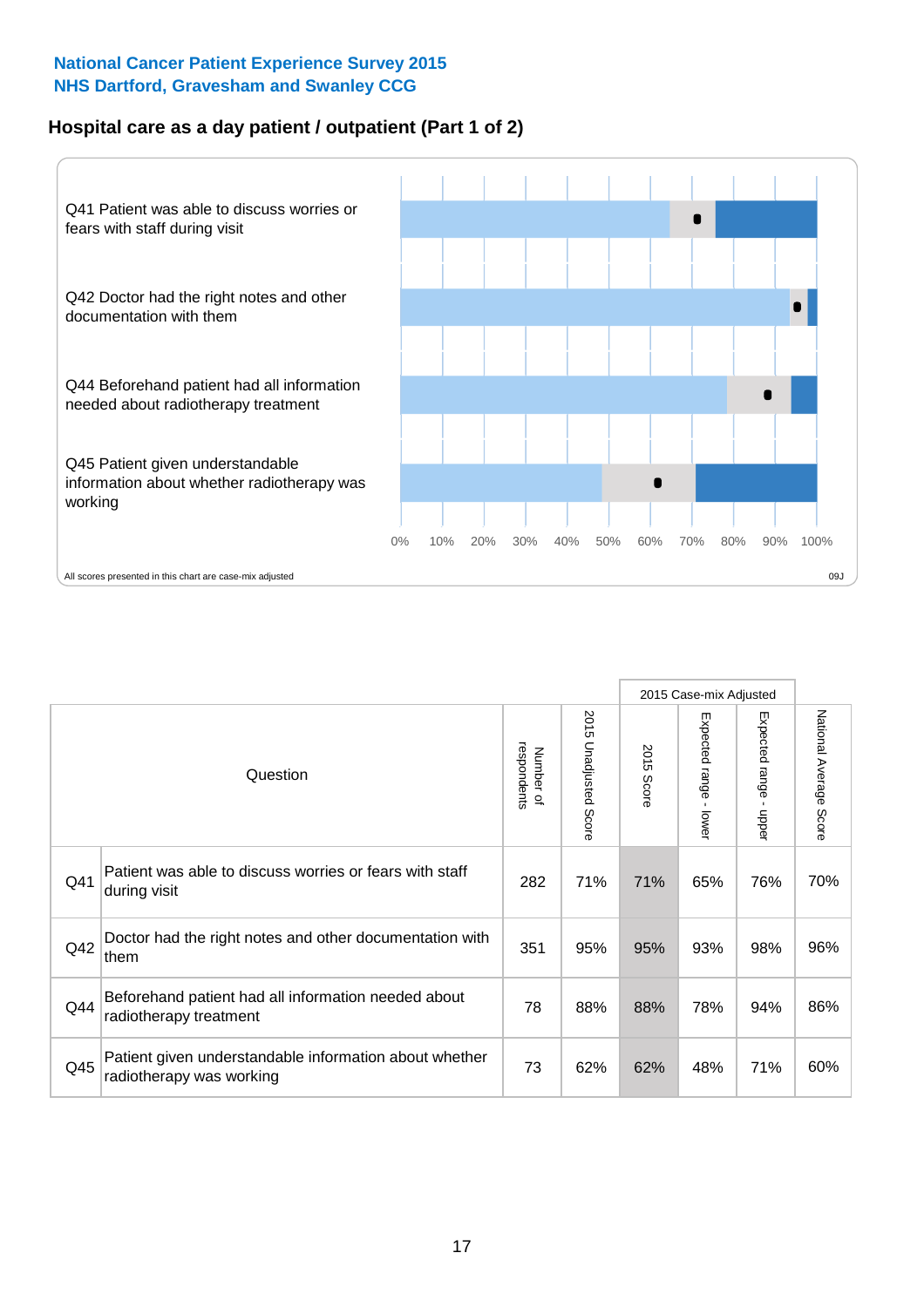National Cancer Patient Experience Survey 2015
NHS Dartford, Gravesham and Swanley CCG

## Hospital care as a day patient / outpatient (Part 1 of 2)

Q41 Patient was able to discuss worries or fears with staff during visit

Q42 Doctor had the right notes and other documentation with them

Q44 Beforehand patient had all information needed about radiotherapy treatment

Q45 Patient given understandable information about whether radiotherapy was working

0% 10% 20% 30% 40% 50% 60% 70% 80% 90% 100%

All scores presented in this chart are case-mix adjusted

09J

| Question | | Number of respondents | 2015 Unadjusted Score | 2015 Case-mix Adjusted | | | National Average Score |
|---|---|---|---|---|---|---|---|
| | | | | 2015 Score | Expected range - lower | Expected range - upper | |
| Q41 | Patient was able to discuss worries or fears with staff during visit | 282 | 71% | 71% | 65% | 76% | 70% |
| Q42 | Doctor had the right notes and other documentation with them | 351 | 95% | 95% | 93% | 98% | 96% |
| Q44 | Beforehand patient had all information needed about radiotherapy treatment | 78 | 88% | 88% | 78% | 94% | 86% |
| Q45 | Patient given understandable information about whether radiotherapy was working | 73 | 62% | 62% | 48% | 71% | 60% |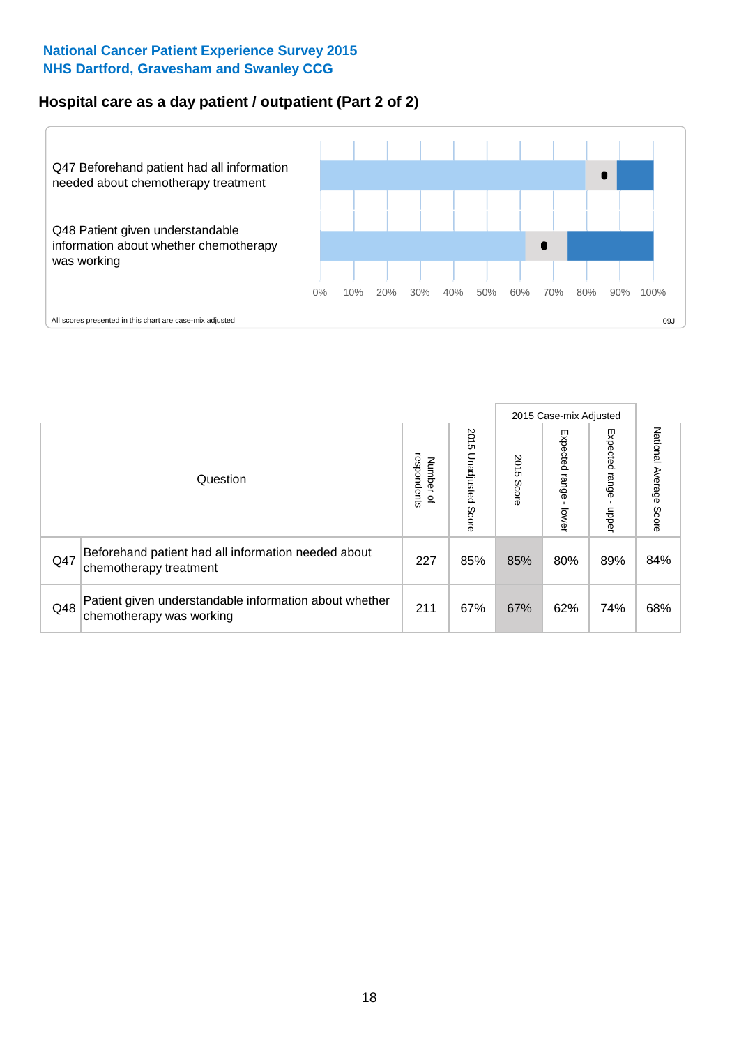**National Cancer Patient Experience Survey 2015**
**NHS Dartford, Gravesham and Swanley CCG**

## Hospital care as a day patient / outpatient (Part 2 of 2)

Q47 Beforehand patient had all information needed about chemotherapy treatment

Q48 Patient given understandable information about whether chemotherapy was working

0% 10% 20% 30% 40% 50% 60% 70% 80% 90% 100%

All scores presented in this chart are case-mix adjusted

09J

| Question | | Number of respondents | 2015 Unadjusted Score | 2015 Case-mix Adjusted: 2015 Score | 2015 Case-mix Adjusted: Expected range - lower | 2015 Case-mix Adjusted: Expected range - upper | National Average Score |
|---|---|---|---|---|---|---|---|
| Q47 | Beforehand patient had all information needed about chemotherapy treatment | 227 | 85% | 85% | 80% | 89% | 84% |
| Q48 | Patient given understandable information about whether chemotherapy was working | 211 | 67% | 67% | 62% | 74% | 68% |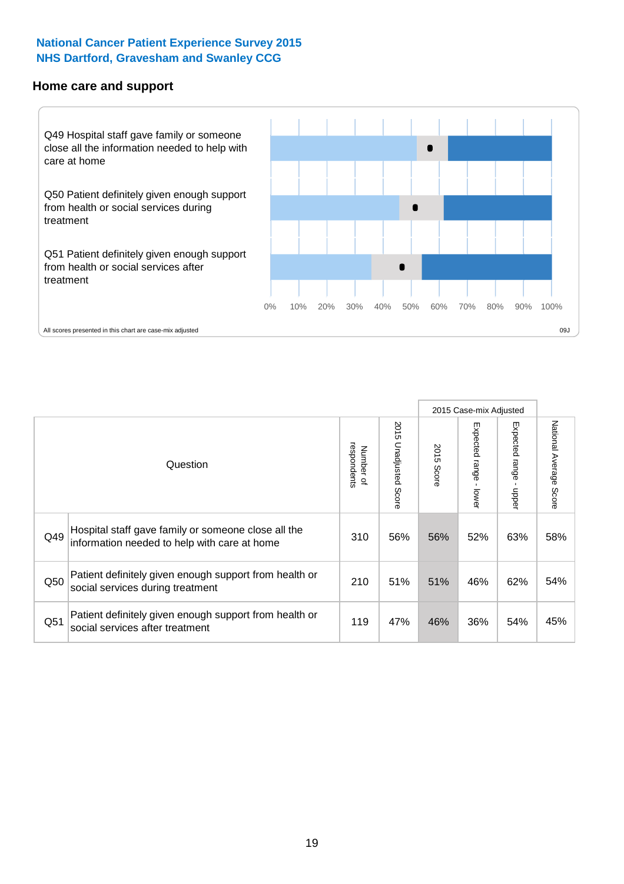**National Cancer Patient Experience Survey 2015**
**NHS Dartford, Gravesham and Swanley CCG**

### Home care and support

Q49 Hospital staff gave family or someone close all the information needed to help with care at home

Q50 Patient definitely given enough support from health or social services during treatment

Q51 Patient definitely given enough support from health or social services after treatment

0% 10% 20% 30% 40% 50% 60% 70% 80% 90% 100%

All scores presented in this chart are case-mix adjusted

09J

| Question | | Number of respondents | 2015 Unadjusted Score | 2015 Case-mix Adjusted 2015 Score | 2015 Case-mix Adjusted Expected range - lower | 2015 Case-mix Adjusted Expected range - upper | National Average Score |
|---|---|---|---|---|---|---|---|
| Q49 | Hospital staff gave family or someone close all the information needed to help with care at home | 310 | 56% | 56% | 52% | 63% | 58% |
| Q50 | Patient definitely given enough support from health or social services during treatment | 210 | 51% | 51% | 46% | 62% | 54% |
| Q51 | Patient definitely given enough support from health or social services after treatment | 119 | 47% | 46% | 36% | 54% | 45% |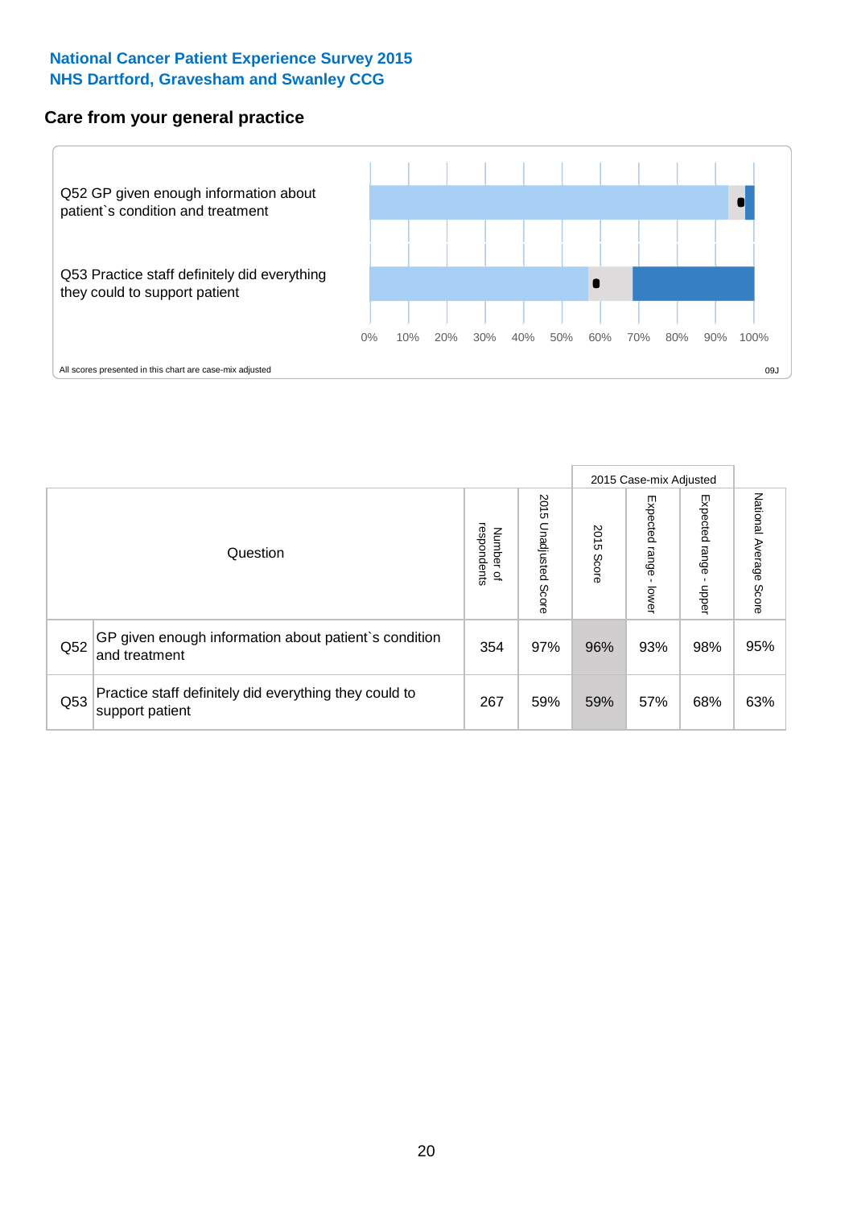National Cancer Patient Experience Survey 2015
NHS Dartford, Gravesham and Swanley CCG

## Care from your general practice

Q52 GP given enough information about patient`s condition and treatment

Q53 Practice staff definitely did everything they could to support patient

0% 10% 20% 30% 40% 50% 60% 70% 80% 90% 100%

All scores presented in this chart are case-mix adjusted

09J

| Question | | Number of respondents | 2015 Unadjusted Score | 2015 Case-mix Adjusted | | | National Average Score |
|---|---|---|---|---|---|---|---|
| | | | | 2015 Score | Expected range - lower | Expected range - upper | |
| Q52 | GP given enough information about patient`s condition and treatment | 354 | 97% | 96% | 93% | 98% | 95% |
| Q53 | Practice staff definitely did everything they could to support patient | 267 | 59% | 59% | 57% | 68% | 63% |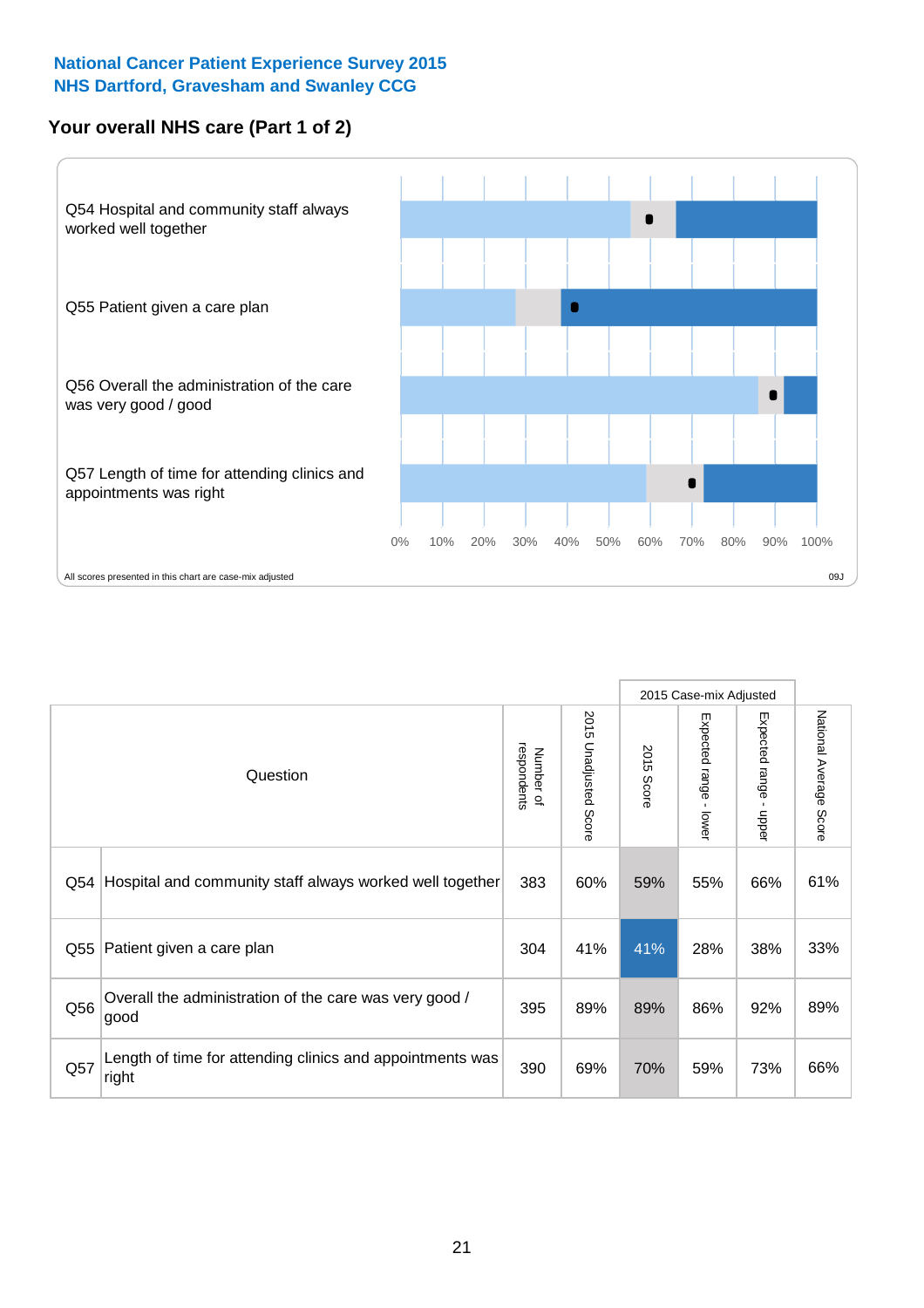**National Cancer Patient Experience Survey 2015**
**NHS Dartford, Gravesham and Swanley CCG**

## Your overall NHS care (Part 1 of 2)

Q54 Hospital and community staff always worked well together

Q55 Patient given a care plan

Q56 Overall the administration of the care was very good / good

Q57 Length of time for attending clinics and appointments was right

0% 10% 20% 30% 40% 50% 60% 70% 80% 90% 100%

All scores presented in this chart are case-mix adjusted

09J

| | Question | Number of respondents | 2015 Unadjusted Score | 2015 Case-mix Adjusted: 2015 Score | 2015 Case-mix Adjusted: Expected range - lower | 2015 Case-mix Adjusted: Expected range - upper | National Average Score |
|---|---|---|---|---|---|---|---|
| Q54 | Hospital and community staff always worked well together | 383 | 60% | 59% | 55% | 66% | 61% |
| Q55 | Patient given a care plan | 304 | 41% | 41% | 28% | 38% | 33% |
| Q56 | Overall the administration of the care was very good / good | 395 | 89% | 89% | 86% | 92% | 89% |
| Q57 | Length of time for attending clinics and appointments was right | 390 | 69% | 70% | 59% | 73% | 66% |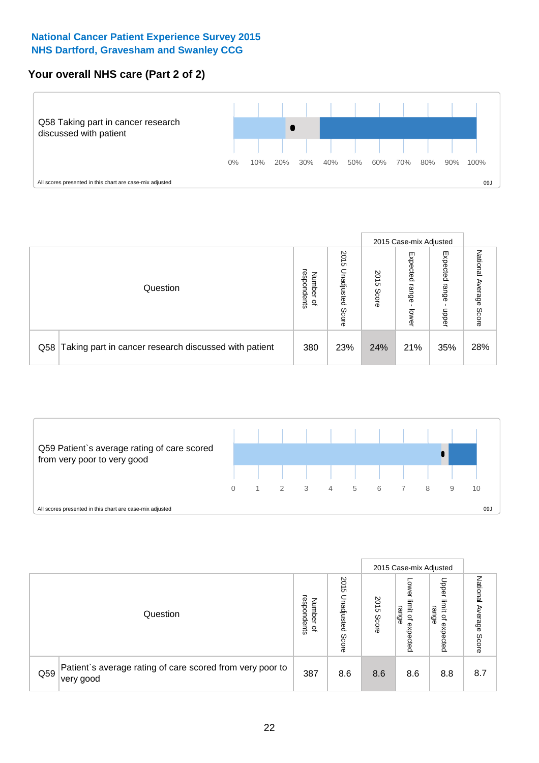**National Cancer Patient Experience Survey 2015**
**NHS Dartford, Gravesham and Swanley CCG**

## Your overall NHS care (Part 2 of 2)

Q58 Taking part in cancer research discussed with patient

0% 10% 20% 30% 40% 50% 60% 70% 80% 90% 100%

All scores presented in this chart are case-mix adjusted

09J

| Question | | Number of respondents | 2015 Unadjusted Score | 2015 Case-mix Adjusted | | | National Average Score |
|---|---|---|---|---|---|---|---|
| | | | | 2015 Score | Expected range - lower | Expected range - upper | |
| Q58 | Taking part in cancer research discussed with patient | 380 | 23% | 24% | 21% | 35% | 28% |

Q59 Patient`s average rating of care scored from very poor to very good

0 1 2 3 4 5 6 7 8 9 10

All scores presented in this chart are case-mix adjusted

09J

| Question | | Number of respondents | 2015 Unadjusted Score | 2015 Case-mix Adjusted | | | National Average Score |
|---|---|---|---|---|---|---|---|
| | | | | 2015 Score | Lower limit of expected range | Upper limit of expected range | |
| Q59 | Patient`s average rating of care scored from very poor to very good | 387 | 8.6 | 8.6 | 8.6 | 8.8 | 8.7 |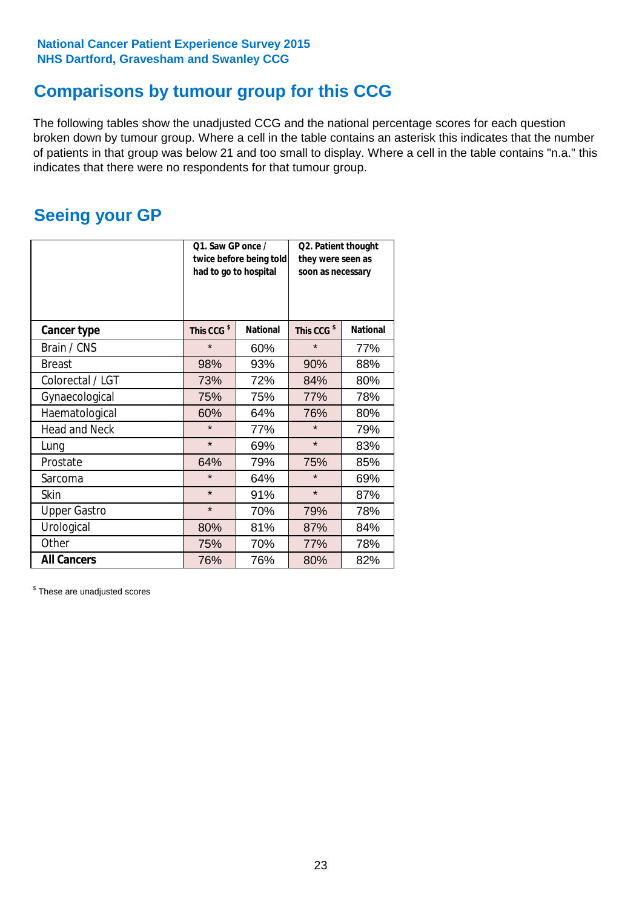National Cancer Patient Experience Survey 2015
NHS Dartford, Gravesham and Swanley CCG

## Comparisons by tumour group for this CCG

The following tables show the unadjusted CCG and the national percentage scores for each question broken down by tumour group. Where a cell in the table contains an asterisk this indicates that the number of patients in that group was below 21 and too small to display. Where a cell in the table contains "n.a." this indicates that there were no respondents for that tumour group.

## Seeing your GP

| | Q1. Saw GP once / twice before being told had to go to hospital | | Q2. Patient thought they were seen as soon as necessary | |
|---|---|---|---|---|
| **Cancer type** | This CCG $ | National | This CCG $ | National |
| Brain / CNS | * | 60% | * | 77% |
| Breast | 98% | 93% | 90% | 88% |
| Colorectal / LGT | 73% | 72% | 84% | 80% |
| Gynaecological | 75% | 75% | 77% | 78% |
| Haematological | 60% | 64% | 76% | 80% |
| Head and Neck | * | 77% | * | 79% |
| Lung | * | 69% | * | 83% |
| Prostate | 64% | 79% | 75% | 85% |
| Sarcoma | * | 64% | * | 69% |
| Skin | * | 91% | * | 87% |
| Upper Gastro | * | 70% | 79% | 78% |
| Urological | 80% | 81% | 87% | 84% |
| Other | 75% | 70% | 77% | 78% |
| **All Cancers** | 76% | 76% | 80% | 82% |

$ These are unadjusted scores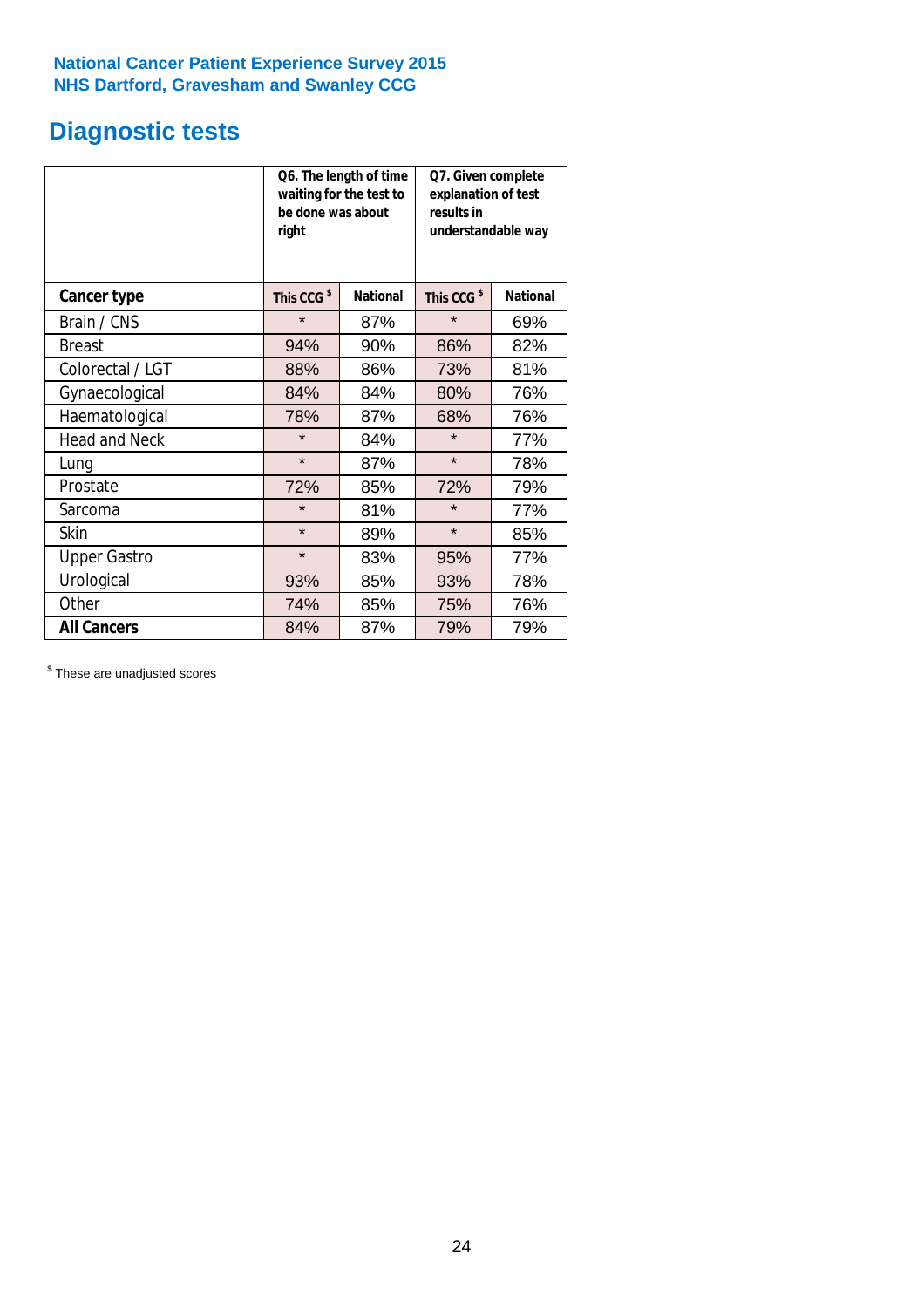**National Cancer Patient Experience Survey 2015**
**NHS Dartford, Gravesham and Swanley CCG**

# Diagnostic tests

| | Q6. The length of time waiting for the test to be done was about right | | Q7. Given complete explanation of test results in understandable way | |
|---|---|---|---|---|
| **Cancer type** | **This CCG $** | **National** | **This CCG $** | **National** |
| Brain / CNS | * | 87% | * | 69% |
| Breast | 94% | 90% | 86% | 82% |
| Colorectal / LGT | 88% | 86% | 73% | 81% |
| Gynaecological | 84% | 84% | 80% | 76% |
| Haematological | 78% | 87% | 68% | 76% |
| Head and Neck | * | 84% | * | 77% |
| Lung | * | 87% | * | 78% |
| Prostate | 72% | 85% | 72% | 79% |
| Sarcoma | * | 81% | * | 77% |
| Skin | * | 89% | * | 85% |
| Upper Gastro | * | 83% | 95% | 77% |
| Urological | 93% | 85% | 93% | 78% |
| Other | 74% | 85% | 75% | 76% |
| **All Cancers** | 84% | 87% | 79% | 79% |

$ These are unadjusted scores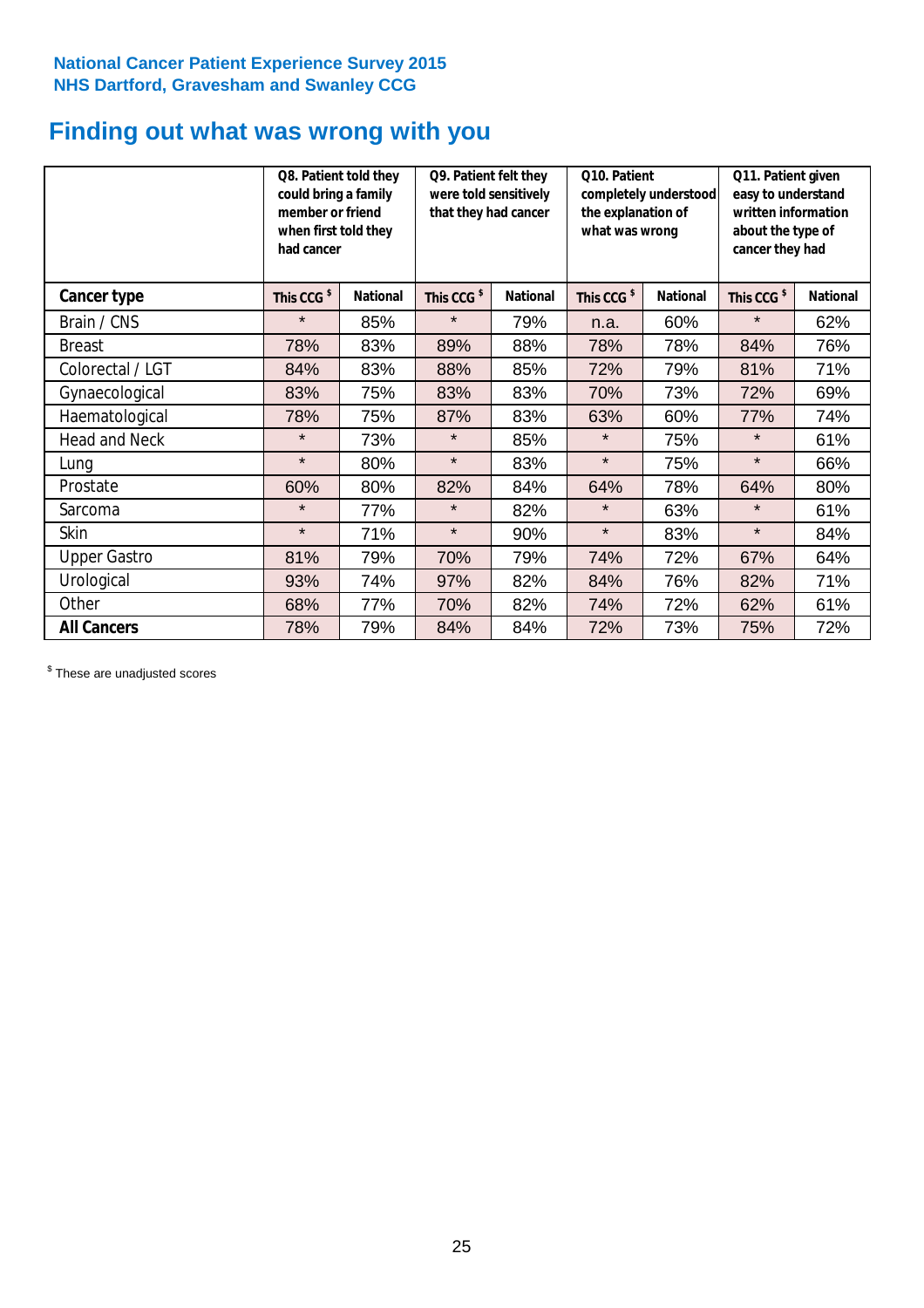National Cancer Patient Experience Survey 2015
NHS Dartford, Gravesham and Swanley CCG

# Finding out what was wrong with you

| | Q8. Patient told they could bring a family member or friend when first told they had cancer | | Q9. Patient felt they were told sensitively that they had cancer | | Q10. Patient completely understood the explanation of what was wrong | | Q11. Patient given easy to understand written information about the type of cancer they had | |
|---|---|---|---|---|---|---|---|---|
| **Cancer type** | **This CCG $** | **National** | **This CCG $** | **National** | **This CCG $** | **National** | **This CCG $** | **National** |
| Brain / CNS | * | 85% | * | 79% | n.a. | 60% | * | 62% |
| Breast | 78% | 83% | 89% | 88% | 78% | 78% | 84% | 76% |
| Colorectal / LGT | 84% | 83% | 88% | 85% | 72% | 79% | 81% | 71% |
| Gynaecological | 83% | 75% | 83% | 83% | 70% | 73% | 72% | 69% |
| Haematological | 78% | 75% | 87% | 83% | 63% | 60% | 77% | 74% |
| Head and Neck | * | 73% | * | 85% | * | 75% | * | 61% |
| Lung | * | 80% | * | 83% | * | 75% | * | 66% |
| Prostate | 60% | 80% | 82% | 84% | 64% | 78% | 64% | 80% |
| Sarcoma | * | 77% | * | 82% | * | 63% | * | 61% |
| Skin | * | 71% | * | 90% | * | 83% | * | 84% |
| Upper Gastro | 81% | 79% | 70% | 79% | 74% | 72% | 67% | 64% |
| Urological | 93% | 74% | 97% | 82% | 84% | 76% | 82% | 71% |
| Other | 68% | 77% | 70% | 82% | 74% | 72% | 62% | 61% |
| **All Cancers** | 78% | 79% | 84% | 84% | 72% | 73% | 75% | 72% |

$ These are unadjusted scores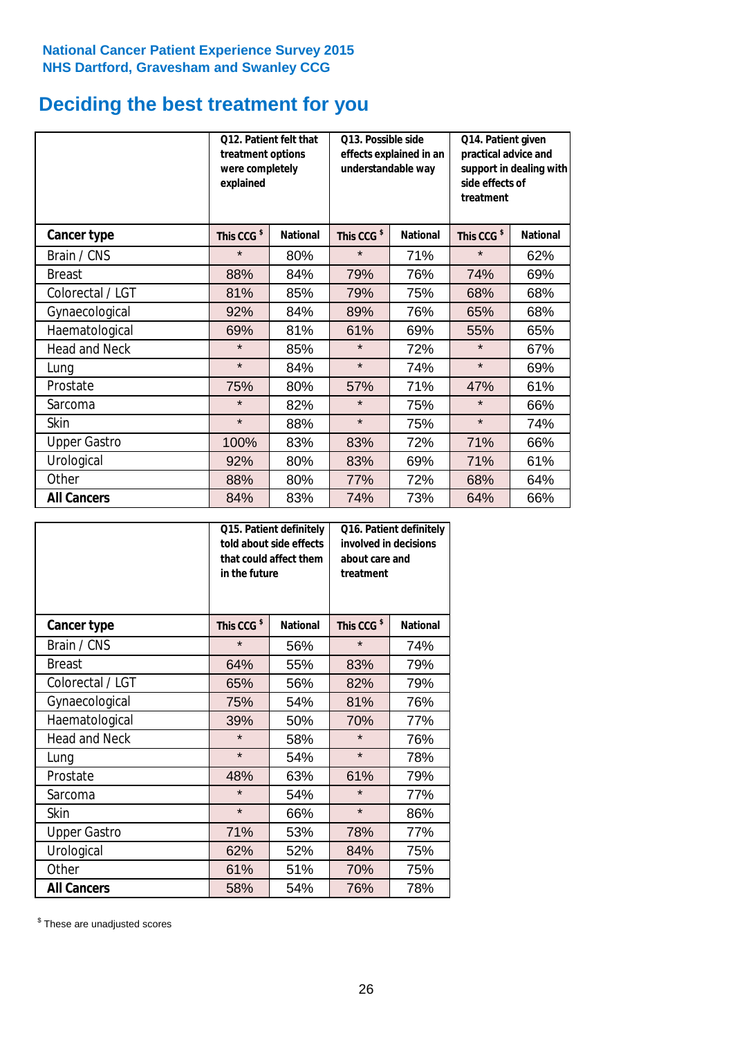National Cancer Patient Experience Survey 2015
NHS Dartford, Gravesham and Swanley CCG

# Deciding the best treatment for you

| | Q12. Patient felt that treatment options were completely explained | | Q13. Possible side effects explained in an understandable way | | Q14. Patient given practical advice and support in dealing with side effects of treatment | |
|---|---|---|---|---|---|---|
| **Cancer type** | **This CCG $** | **National** | **This CCG $** | **National** | **This CCG $** | **National** |
| Brain / CNS | * | 80% | * | 71% | * | 62% |
| Breast | 88% | 84% | 79% | 76% | 74% | 69% |
| Colorectal / LGT | 81% | 85% | 79% | 75% | 68% | 68% |
| Gynaecological | 92% | 84% | 89% | 76% | 65% | 68% |
| Haematological | 69% | 81% | 61% | 69% | 55% | 65% |
| Head and Neck | * | 85% | * | 72% | * | 67% |
| Lung | * | 84% | * | 74% | * | 69% |
| Prostate | 75% | 80% | 57% | 71% | 47% | 61% |
| Sarcoma | * | 82% | * | 75% | * | 66% |
| Skin | * | 88% | * | 75% | * | 74% |
| Upper Gastro | 100% | 83% | 83% | 72% | 71% | 66% |
| Urological | 92% | 80% | 83% | 69% | 71% | 61% |
| Other | 88% | 80% | 77% | 72% | 68% | 64% |
| **All Cancers** | 84% | 83% | 74% | 73% | 64% | 66% |

| | Q15. Patient definitely told about side effects that could affect them in the future | | Q16. Patient definitely involved in decisions about care and treatment | |
|---|---|---|---|---|
| **Cancer type** | **This CCG $** | **National** | **This CCG $** | **National** |
| Brain / CNS | * | 56% | * | 74% |
| Breast | 64% | 55% | 83% | 79% |
| Colorectal / LGT | 65% | 56% | 82% | 79% |
| Gynaecological | 75% | 54% | 81% | 76% |
| Haematological | 39% | 50% | 70% | 77% |
| Head and Neck | * | 58% | * | 76% |
| Lung | * | 54% | * | 78% |
| Prostate | 48% | 63% | 61% | 79% |
| Sarcoma | * | 54% | * | 77% |
| Skin | * | 66% | * | 86% |
| Upper Gastro | 71% | 53% | 78% | 77% |
| Urological | 62% | 52% | 84% | 75% |
| Other | 61% | 51% | 70% | 75% |
| **All Cancers** | 58% | 54% | 76% | 78% |

$ These are unadjusted scores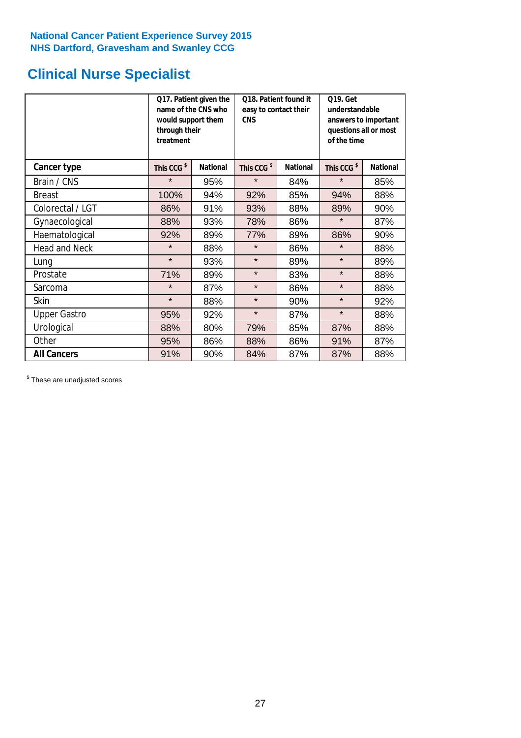National Cancer Patient Experience Survey 2015
NHS Dartford, Gravesham and Swanley CCG

# Clinical Nurse Specialist

| | Q17. Patient given the name of the CNS who would support them through their treatment | | Q18. Patient found it easy to contact their CNS | | Q19. Get understandable answers to important questions all or most of the time | |
|---|---|---|---|---|---|---|
| **Cancer type** | **This CCG $** | **National** | **This CCG $** | **National** | **This CCG $** | **National** |
| Brain / CNS | * | 95% | * | 84% | * | 85% |
| Breast | 100% | 94% | 92% | 85% | 94% | 88% |
| Colorectal / LGT | 86% | 91% | 93% | 88% | 89% | 90% |
| Gynaecological | 88% | 93% | 78% | 86% | * | 87% |
| Haematological | 92% | 89% | 77% | 89% | 86% | 90% |
| Head and Neck | * | 88% | * | 86% | * | 88% |
| Lung | * | 93% | * | 89% | * | 89% |
| Prostate | 71% | 89% | * | 83% | * | 88% |
| Sarcoma | * | 87% | * | 86% | * | 88% |
| Skin | * | 88% | * | 90% | * | 92% |
| Upper Gastro | 95% | 92% | * | 87% | * | 88% |
| Urological | 88% | 80% | 79% | 85% | 87% | 88% |
| Other | 95% | 86% | 88% | 86% | 91% | 87% |
| **All Cancers** | 91% | 90% | 84% | 87% | 87% | 88% |

$ These are unadjusted scores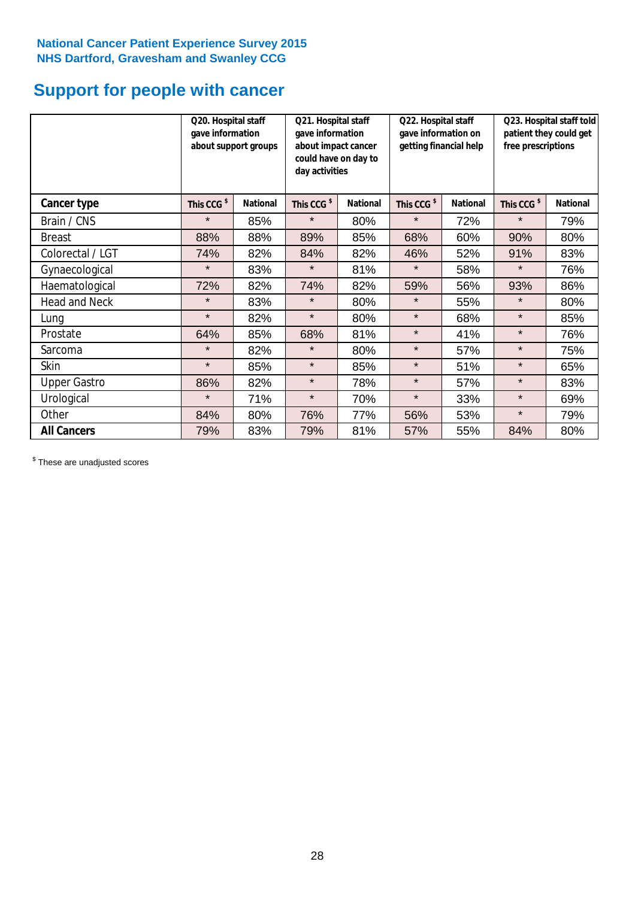National Cancer Patient Experience Survey 2015
NHS Dartford, Gravesham and Swanley CCG

# Support for people with cancer

| | Q20. Hospital staff gave information about support groups | | Q21. Hospital staff gave information about impact cancer could have on day to day activities | | Q22. Hospital staff gave information on getting financial help | | Q23. Hospital staff told patient they could get free prescriptions | |
|---|---|---|---|---|---|---|---|---|
| **Cancer type** | This CCG $ | National | This CCG $ | National | This CCG $ | National | This CCG $ | National |
| Brain / CNS | * | 85% | * | 80% | * | 72% | * | 79% |
| Breast | 88% | 88% | 89% | 85% | 68% | 60% | 90% | 80% |
| Colorectal / LGT | 74% | 82% | 84% | 82% | 46% | 52% | 91% | 83% |
| Gynaecological | * | 83% | * | 81% | * | 58% | * | 76% |
| Haematological | 72% | 82% | 74% | 82% | 59% | 56% | 93% | 86% |
| Head and Neck | * | 83% | * | 80% | * | 55% | * | 80% |
| Lung | * | 82% | * | 80% | * | 68% | * | 85% |
| Prostate | 64% | 85% | 68% | 81% | * | 41% | * | 76% |
| Sarcoma | * | 82% | * | 80% | * | 57% | * | 75% |
| Skin | * | 85% | * | 85% | * | 51% | * | 65% |
| Upper Gastro | 86% | 82% | * | 78% | * | 57% | * | 83% |
| Urological | * | 71% | * | 70% | * | 33% | * | 69% |
| Other | 84% | 80% | 76% | 77% | 56% | 53% | * | 79% |
| **All Cancers** | 79% | 83% | 79% | 81% | 57% | 55% | 84% | 80% |

$ These are unadjusted scores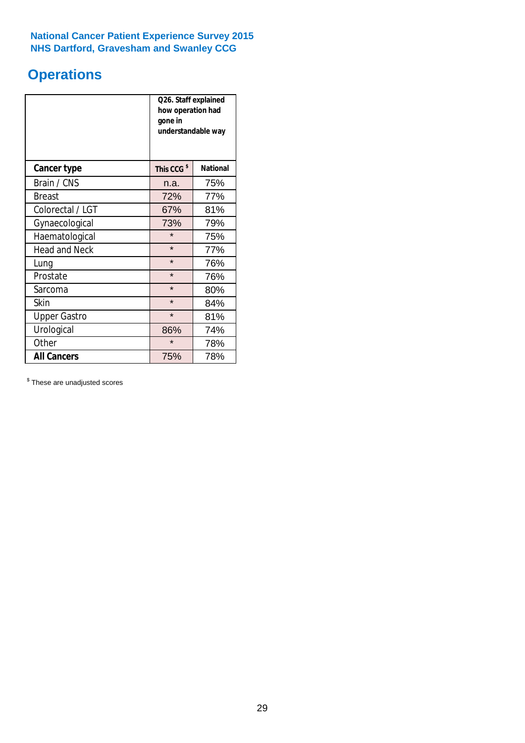National Cancer Patient Experience Survey 2015
NHS Dartford, Gravesham and Swanley CCG

# Operations

| | Q26. Staff explained how operation had gone in understandable way | |
|---|---|---|
| **Cancer type** | **This CCG $** | **National** |
| Brain / CNS | n.a. | 75% |
| Breast | 72% | 77% |
| Colorectal / LGT | 67% | 81% |
| Gynaecological | 73% | 79% |
| Haematological | * | 75% |
| Head and Neck | * | 77% |
| Lung | * | 76% |
| Prostate | * | 76% |
| Sarcoma | * | 80% |
| Skin | * | 84% |
| Upper Gastro | * | 81% |
| Urological | 86% | 74% |
| Other | * | 78% |
| **All Cancers** | 75% | 78% |

$ These are unadjusted scores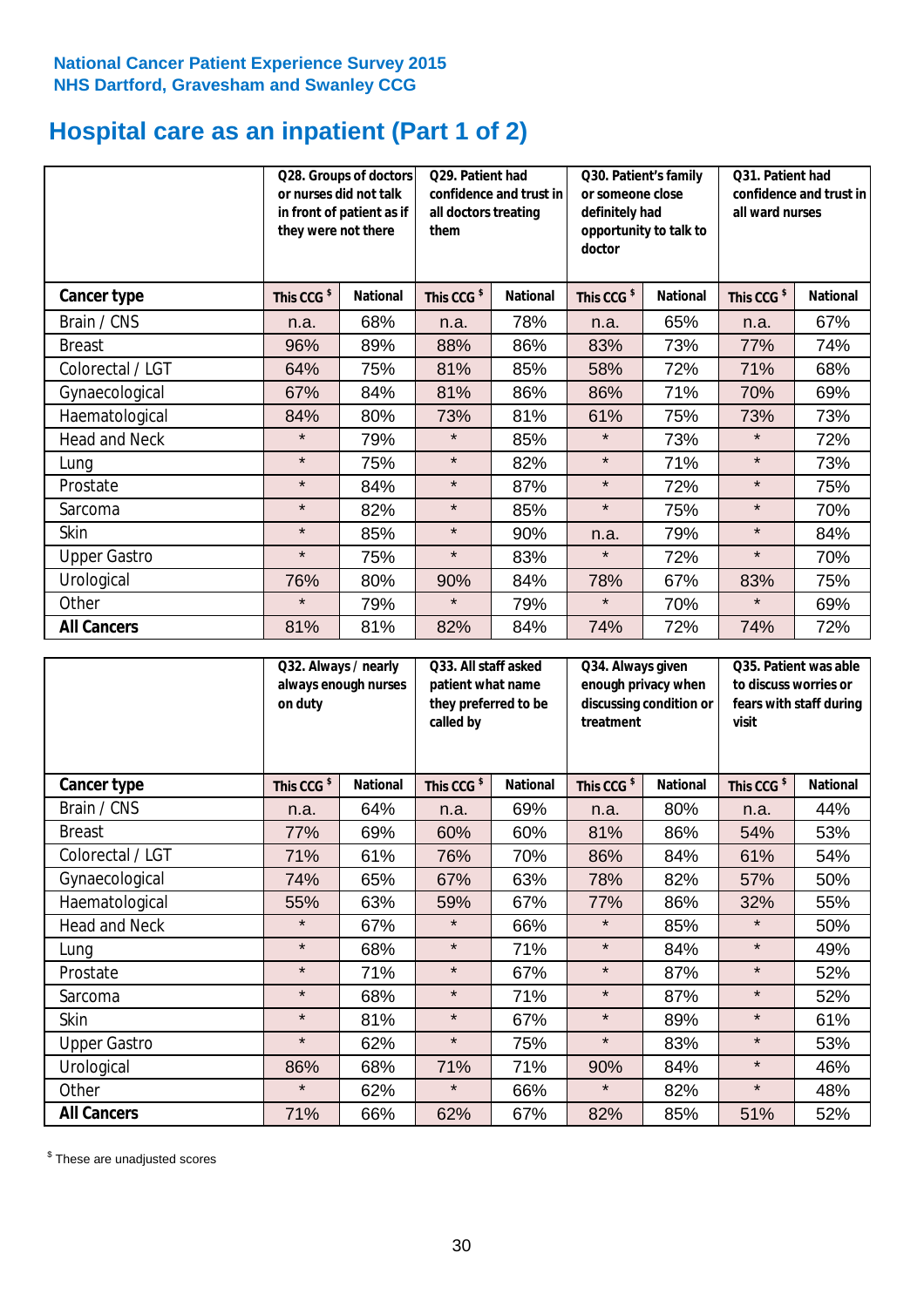National Cancer Patient Experience Survey 2015
NHS Dartford, Gravesham and Swanley CCG

# Hospital care as an inpatient (Part 1 of 2)

| | Q28. Groups of doctors or nurses did not talk in front of patient as if they were not there | | Q29. Patient had confidence and trust in all doctors treating them | | Q30. Patient's family or someone close definitely had opportunity to talk to doctor | | Q31. Patient had confidence and trust in all ward nurses | |
|---|---|---|---|---|---|---|---|---|
| **Cancer type** | This CCG $ | National | This CCG $ | National | This CCG $ | National | This CCG $ | National |
| Brain / CNS | n.a. | 68% | n.a. | 78% | n.a. | 65% | n.a. | 67% |
| Breast | 96% | 89% | 88% | 86% | 83% | 73% | 77% | 74% |
| Colorectal / LGT | 64% | 75% | 81% | 85% | 58% | 72% | 71% | 68% |
| Gynaecological | 67% | 84% | 81% | 86% | 86% | 71% | 70% | 69% |
| Haematological | 84% | 80% | 73% | 81% | 61% | 75% | 73% | 73% |
| Head and Neck | * | 79% | * | 85% | * | 73% | * | 72% |
| Lung | * | 75% | * | 82% | * | 71% | * | 73% |
| Prostate | * | 84% | * | 87% | * | 72% | * | 75% |
| Sarcoma | * | 82% | * | 85% | * | 75% | * | 70% |
| Skin | * | 85% | * | 90% | n.a. | 79% | * | 84% |
| Upper Gastro | * | 75% | * | 83% | * | 72% | * | 70% |
| Urological | 76% | 80% | 90% | 84% | 78% | 67% | 83% | 75% |
| Other | * | 79% | * | 79% | * | 70% | * | 69% |
| **All Cancers** | 81% | 81% | 82% | 84% | 74% | 72% | 74% | 72% |

| | Q32. Always / nearly always enough nurses on duty | | Q33. All staff asked patient what name they preferred to be called by | | Q34. Always given enough privacy when discussing condition or treatment | | Q35. Patient was able to discuss worries or fears with staff during visit | |
|---|---|---|---|---|---|---|---|---|
| **Cancer type** | This CCG $ | National | This CCG $ | National | This CCG $ | National | This CCG $ | National |
| Brain / CNS | n.a. | 64% | n.a. | 69% | n.a. | 80% | n.a. | 44% |
| Breast | 77% | 69% | 60% | 60% | 81% | 86% | 54% | 53% |
| Colorectal / LGT | 71% | 61% | 76% | 70% | 86% | 84% | 61% | 54% |
| Gynaecological | 74% | 65% | 67% | 63% | 78% | 82% | 57% | 50% |
| Haematological | 55% | 63% | 59% | 67% | 77% | 86% | 32% | 55% |
| Head and Neck | * | 67% | * | 66% | * | 85% | * | 50% |
| Lung | * | 68% | * | 71% | * | 84% | * | 49% |
| Prostate | * | 71% | * | 67% | * | 87% | * | 52% |
| Sarcoma | * | 68% | * | 71% | * | 87% | * | 52% |
| Skin | * | 81% | * | 67% | * | 89% | * | 61% |
| Upper Gastro | * | 62% | * | 75% | * | 83% | * | 53% |
| Urological | 86% | 68% | 71% | 71% | 90% | 84% | * | 46% |
| Other | * | 62% | * | 66% | * | 82% | * | 48% |
| **All Cancers** | 71% | 66% | 62% | 67% | 82% | 85% | 51% | 52% |

$ These are unadjusted scores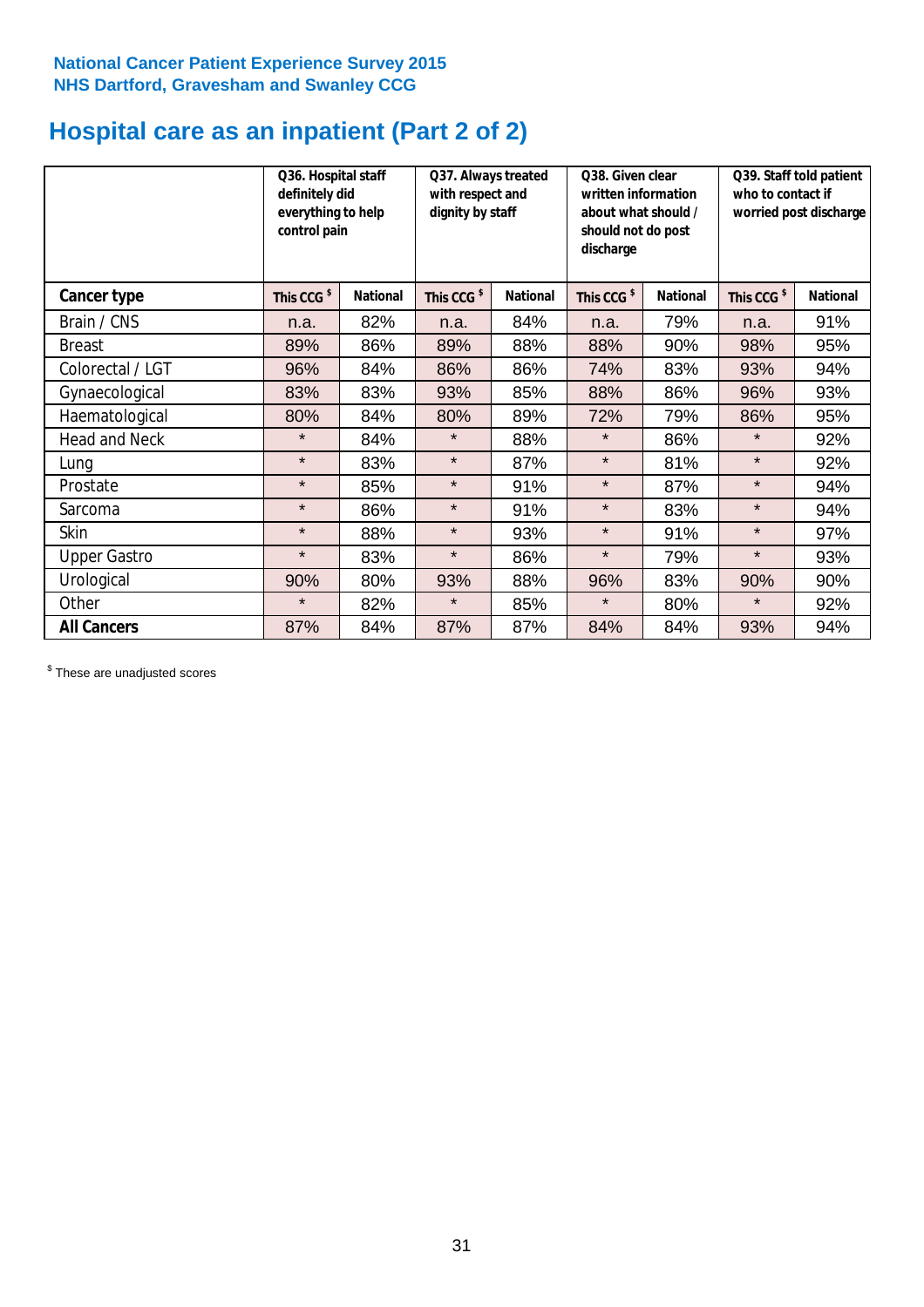**National Cancer Patient Experience Survey 2015**
**NHS Dartford, Gravesham and Swanley CCG**

# Hospital care as an inpatient (Part 2 of 2)

| | Q36. Hospital staff definitely did everything to help control pain | | Q37. Always treated with respect and dignity by staff | | Q38. Given clear written information about what should / should not do post discharge | | Q39. Staff told patient who to contact if worried post discharge | |
|---|---|---|---|---|---|---|---|---|
| **Cancer type** | **This CCG $** | **National** | **This CCG $** | **National** | **This CCG $** | **National** | **This CCG $** | **National** |
| Brain / CNS | n.a. | 82% | n.a. | 84% | n.a. | 79% | n.a. | 91% |
| Breast | 89% | 86% | 89% | 88% | 88% | 90% | 98% | 95% |
| Colorectal / LGT | 96% | 84% | 86% | 86% | 74% | 83% | 93% | 94% |
| Gynaecological | 83% | 83% | 93% | 85% | 88% | 86% | 96% | 93% |
| Haematological | 80% | 84% | 80% | 89% | 72% | 79% | 86% | 95% |
| Head and Neck | * | 84% | * | 88% | * | 86% | * | 92% |
| Lung | * | 83% | * | 87% | * | 81% | * | 92% |
| Prostate | * | 85% | * | 91% | * | 87% | * | 94% |
| Sarcoma | * | 86% | * | 91% | * | 83% | * | 94% |
| Skin | * | 88% | * | 93% | * | 91% | * | 97% |
| Upper Gastro | * | 83% | * | 86% | * | 79% | * | 93% |
| Urological | 90% | 80% | 93% | 88% | 96% | 83% | 90% | 90% |
| Other | * | 82% | * | 85% | * | 80% | * | 92% |
| **All Cancers** | 87% | 84% | 87% | 87% | 84% | 84% | 93% | 94% |

$ These are unadjusted scores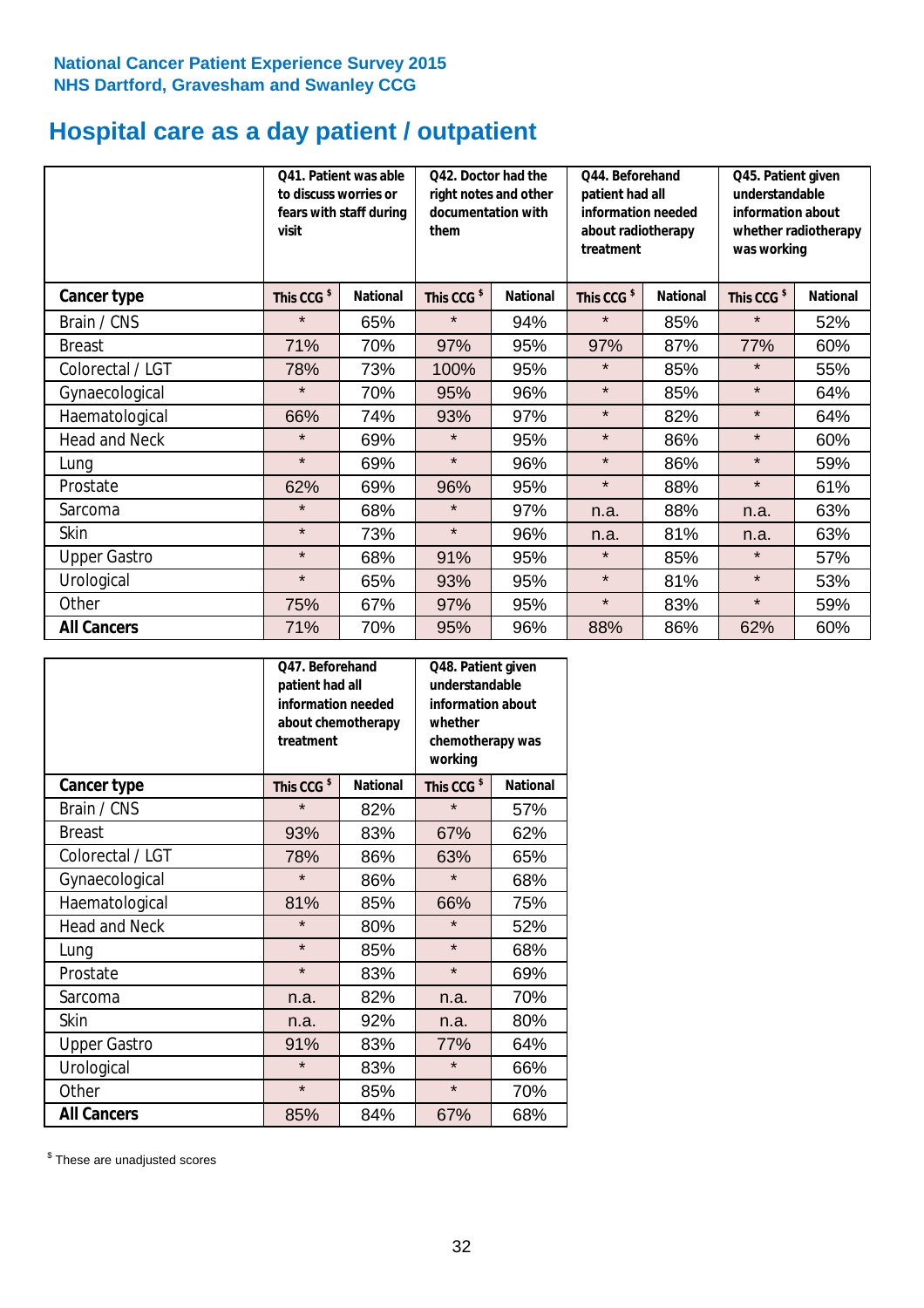National Cancer Patient Experience Survey 2015
NHS Dartford, Gravesham and Swanley CCG

# Hospital care as a day patient / outpatient

| | Q41. Patient was able to discuss worries or fears with staff during visit | | Q42. Doctor had the right notes and other documentation with them | | Q44. Beforehand patient had all information needed about radiotherapy treatment | | Q45. Patient given understandable information about whether radiotherapy was working | |
|---|---|---|---|---|---|---|---|---|
| **Cancer type** | This CCG $ | National | This CCG $ | National | This CCG $ | National | This CCG $ | National |
| Brain / CNS | * | 65% | * | 94% | * | 85% | * | 52% |
| Breast | 71% | 70% | 97% | 95% | 97% | 87% | 77% | 60% |
| Colorectal / LGT | 78% | 73% | 100% | 95% | * | 85% | * | 55% |
| Gynaecological | * | 70% | 95% | 96% | * | 85% | * | 64% |
| Haematological | 66% | 74% | 93% | 97% | * | 82% | * | 64% |
| Head and Neck | * | 69% | * | 95% | * | 86% | * | 60% |
| Lung | * | 69% | * | 96% | * | 86% | * | 59% |
| Prostate | 62% | 69% | 96% | 95% | * | 88% | * | 61% |
| Sarcoma | * | 68% | * | 97% | n.a. | 88% | n.a. | 63% |
| Skin | * | 73% | * | 96% | n.a. | 81% | n.a. | 63% |
| Upper Gastro | * | 68% | 91% | 95% | * | 85% | * | 57% |
| Urological | * | 65% | 93% | 95% | * | 81% | * | 53% |
| Other | 75% | 67% | 97% | 95% | * | 83% | * | 59% |
| **All Cancers** | 71% | 70% | 95% | 96% | 88% | 86% | 62% | 60% |

| | Q47. Beforehand patient had all information needed about chemotherapy treatment | | Q48. Patient given understandable information about whether chemotherapy was working | |
|---|---|---|---|---|
| **Cancer type** | This CCG $ | National | This CCG $ | National |
| Brain / CNS | * | 82% | * | 57% |
| Breast | 93% | 83% | 67% | 62% |
| Colorectal / LGT | 78% | 86% | 63% | 65% |
| Gynaecological | * | 86% | * | 68% |
| Haematological | 81% | 85% | 66% | 75% |
| Head and Neck | * | 80% | * | 52% |
| Lung | * | 85% | * | 68% |
| Prostate | * | 83% | * | 69% |
| Sarcoma | n.a. | 82% | n.a. | 70% |
| Skin | n.a. | 92% | n.a. | 80% |
| Upper Gastro | 91% | 83% | 77% | 64% |
| Urological | * | 83% | * | 66% |
| Other | * | 85% | * | 70% |
| **All Cancers** | 85% | 84% | 67% | 68% |

$ These are unadjusted scores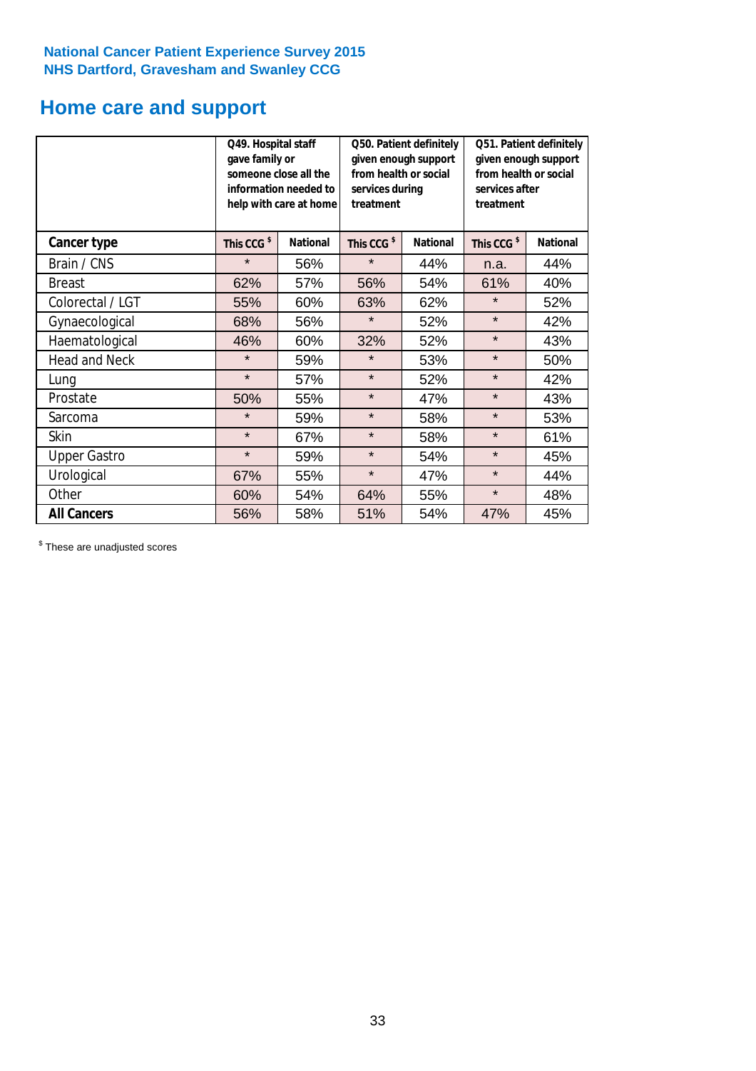**National Cancer Patient Experience Survey 2015**
**NHS Dartford, Gravesham and Swanley CCG**

# Home care and support

| | Q49. Hospital staff gave family or someone close all the information needed to help with care at home | | Q50. Patient definitely given enough support from health or social services during treatment | | Q51. Patient definitely given enough support from health or social services after treatment | |
|---|---|---|---|---|---|---|
| **Cancer type** | This CCG $ | National | This CCG $ | National | This CCG $ | National |
| Brain / CNS | * | 56% | * | 44% | n.a. | 44% |
| Breast | 62% | 57% | 56% | 54% | 61% | 40% |
| Colorectal / LGT | 55% | 60% | 63% | 62% | * | 52% |
| Gynaecological | 68% | 56% | * | 52% | * | 42% |
| Haematological | 46% | 60% | 32% | 52% | * | 43% |
| Head and Neck | * | 59% | * | 53% | * | 50% |
| Lung | * | 57% | * | 52% | * | 42% |
| Prostate | 50% | 55% | * | 47% | * | 43% |
| Sarcoma | * | 59% | * | 58% | * | 53% |
| Skin | * | 67% | * | 58% | * | 61% |
| Upper Gastro | * | 59% | * | 54% | * | 45% |
| Urological | 67% | 55% | * | 47% | * | 44% |
| Other | 60% | 54% | 64% | 55% | * | 48% |
| **All Cancers** | 56% | 58% | 51% | 54% | 47% | 45% |

$ These are unadjusted scores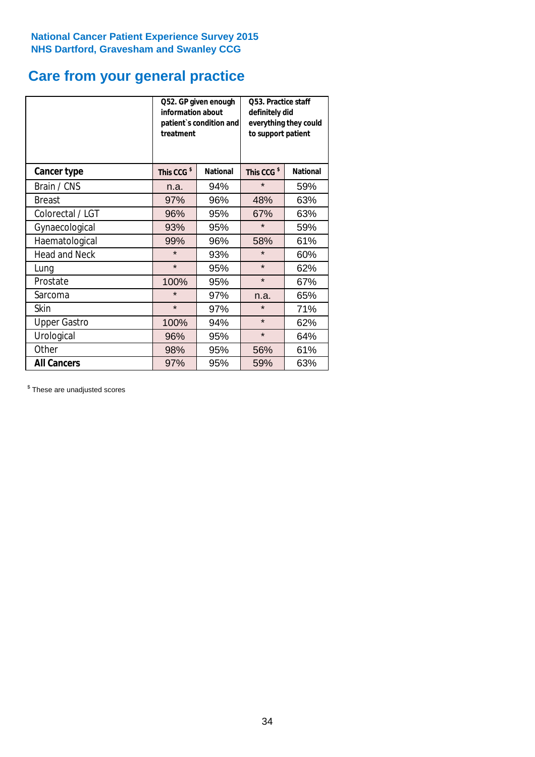National Cancer Patient Experience Survey 2015
NHS Dartford, Gravesham and Swanley CCG

## Care from your general practice

| | Q52. GP given enough information about patient`s condition and treatment | | Q53. Practice staff definitely did everything they could to support patient | |
|---|---|---|---|---|
| **Cancer type** | **This CCG $** | **National** | **This CCG $** | **National** |
| Brain / CNS | n.a. | 94% | * | 59% |
| Breast | 97% | 96% | 48% | 63% |
| Colorectal / LGT | 96% | 95% | 67% | 63% |
| Gynaecological | 93% | 95% | * | 59% |
| Haematological | 99% | 96% | 58% | 61% |
| Head and Neck | * | 93% | * | 60% |
| Lung | * | 95% | * | 62% |
| Prostate | 100% | 95% | * | 67% |
| Sarcoma | * | 97% | n.a. | 65% |
| Skin | * | 97% | * | 71% |
| Upper Gastro | 100% | 94% | * | 62% |
| Urological | 96% | 95% | * | 64% |
| Other | 98% | 95% | 56% | 61% |
| **All Cancers** | 97% | 95% | 59% | 63% |

$ These are unadjusted scores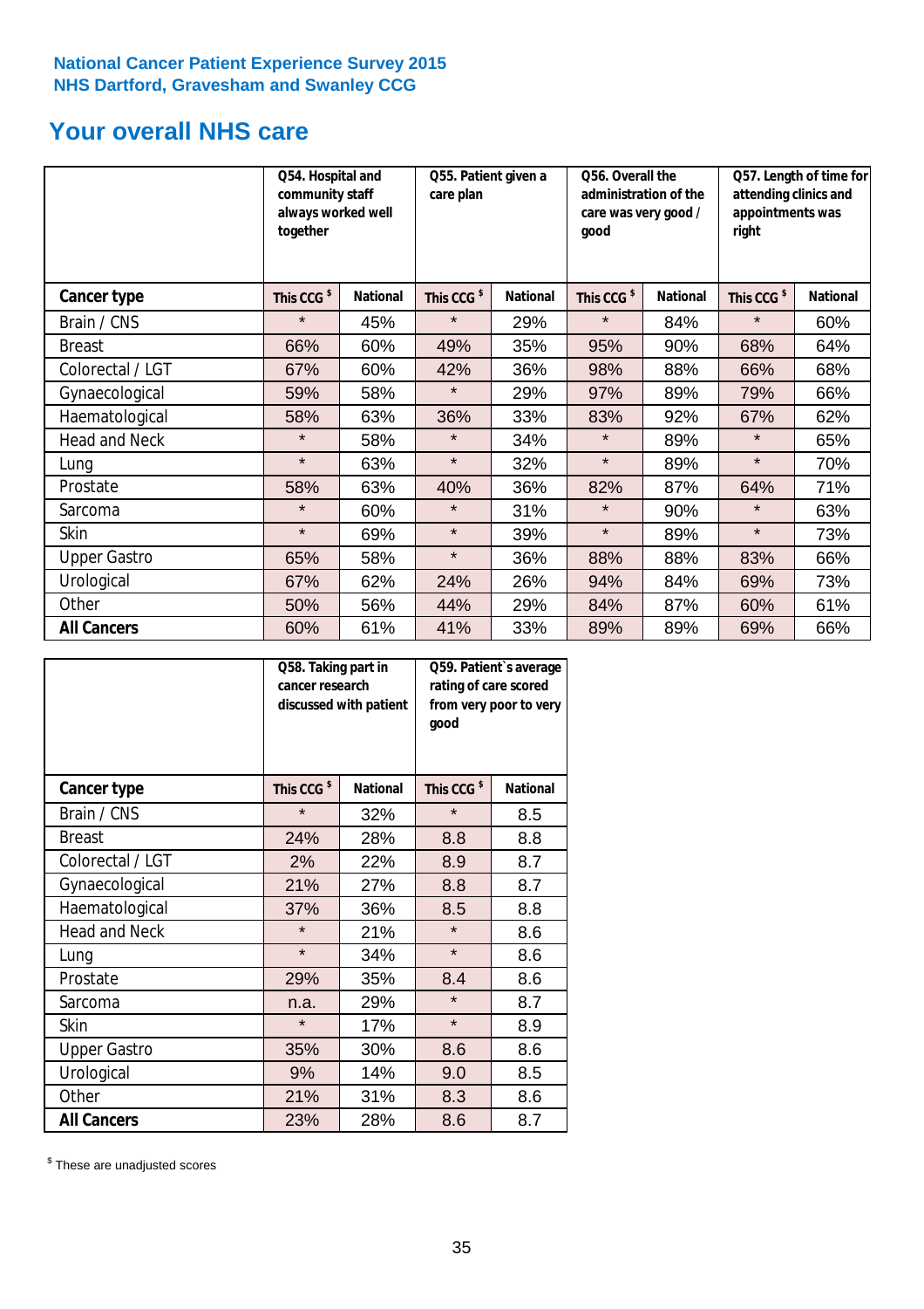National Cancer Patient Experience Survey 2015
NHS Dartford, Gravesham and Swanley CCG

# Your overall NHS care

| | Q54. Hospital and community staff always worked well together | | Q55. Patient given a care plan | | Q56. Overall the administration of the care was very good / good | | Q57. Length of time for attending clinics and appointments was right | |
|---|---|---|---|---|---|---|---|---|
| **Cancer type** | **This CCG $** | **National** | **This CCG $** | **National** | **This CCG $** | **National** | **This CCG $** | **National** |
| Brain / CNS | * | 45% | * | 29% | * | 84% | * | 60% |
| Breast | 66% | 60% | 49% | 35% | 95% | 90% | 68% | 64% |
| Colorectal / LGT | 67% | 60% | 42% | 36% | 98% | 88% | 66% | 68% |
| Gynaecological | 59% | 58% | * | 29% | 97% | 89% | 79% | 66% |
| Haematological | 58% | 63% | 36% | 33% | 83% | 92% | 67% | 62% |
| Head and Neck | * | 58% | * | 34% | * | 89% | * | 65% |
| Lung | * | 63% | * | 32% | * | 89% | * | 70% |
| Prostate | 58% | 63% | 40% | 36% | 82% | 87% | 64% | 71% |
| Sarcoma | * | 60% | * | 31% | * | 90% | * | 63% |
| Skin | * | 69% | * | 39% | * | 89% | * | 73% |
| Upper Gastro | 65% | 58% | * | 36% | 88% | 88% | 83% | 66% |
| Urological | 67% | 62% | 24% | 26% | 94% | 84% | 69% | 73% |
| Other | 50% | 56% | 44% | 29% | 84% | 87% | 60% | 61% |
| **All Cancers** | 60% | 61% | 41% | 33% | 89% | 89% | 69% | 66% |

| | Q58. Taking part in cancer research discussed with patient | | Q59. Patient`s average rating of care scored from very poor to very good | |
|---|---|---|---|---|
| **Cancer type** | **This CCG $** | **National** | **This CCG $** | **National** |
| Brain / CNS | * | 32% | * | 8.5 |
| Breast | 24% | 28% | 8.8 | 8.8 |
| Colorectal / LGT | 2% | 22% | 8.9 | 8.7 |
| Gynaecological | 21% | 27% | 8.8 | 8.7 |
| Haematological | 37% | 36% | 8.5 | 8.8 |
| Head and Neck | * | 21% | * | 8.6 |
| Lung | * | 34% | * | 8.6 |
| Prostate | 29% | 35% | 8.4 | 8.6 |
| Sarcoma | n.a. | 29% | * | 8.7 |
| Skin | * | 17% | * | 8.9 |
| Upper Gastro | 35% | 30% | 8.6 | 8.6 |
| Urological | 9% | 14% | 9.0 | 8.5 |
| Other | 21% | 31% | 8.3 | 8.6 |
| **All Cancers** | 23% | 28% | 8.6 | 8.7 |

$ These are unadjusted scores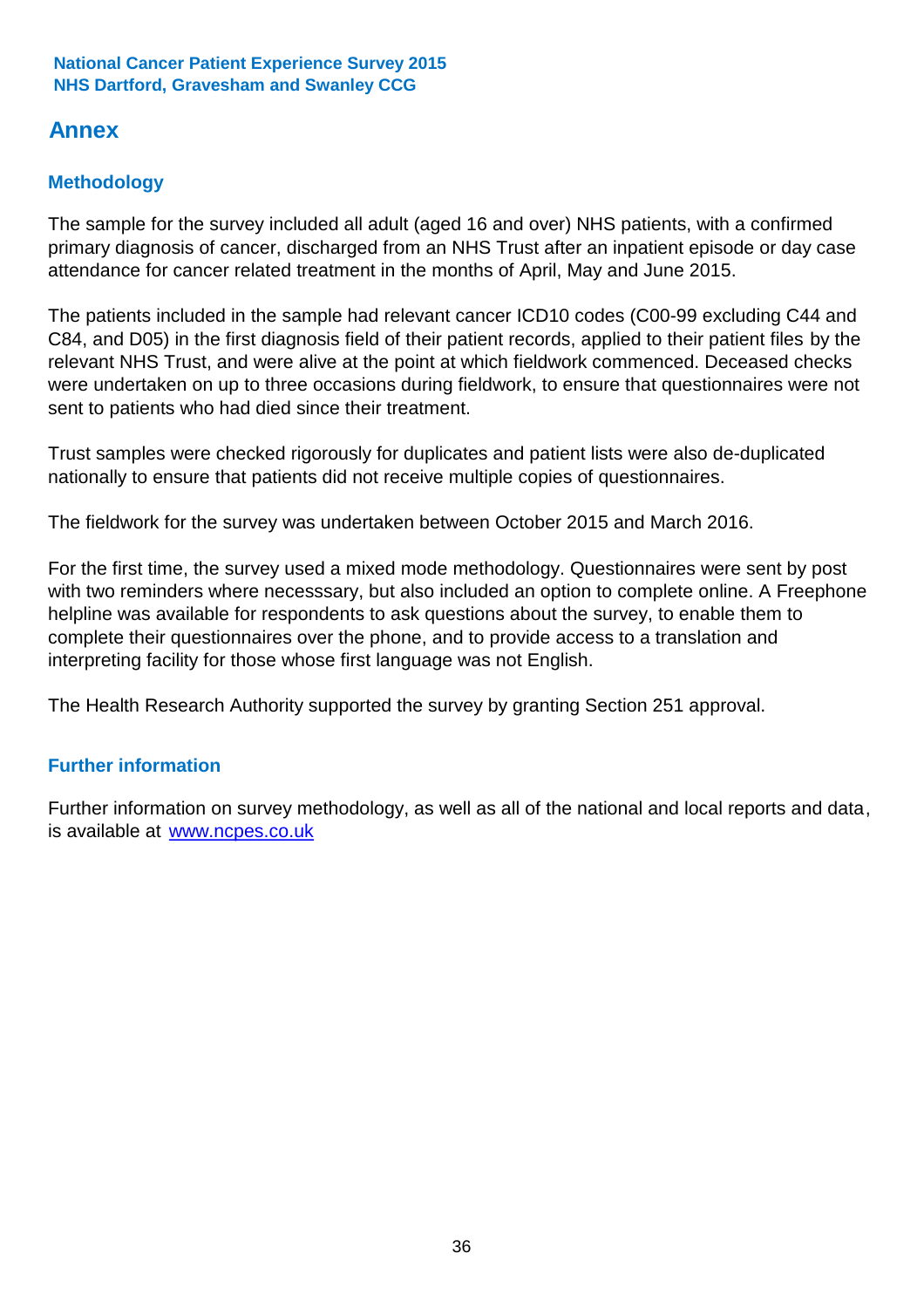# Annex

## Methodology

The sample for the survey included all adult (aged 16 and over) NHS patients, with a confirmed primary diagnosis of cancer, discharged from an NHS Trust after an inpatient episode or day case attendance for cancer related treatment in the months of April, May and June 2015.

The patients included in the sample had relevant cancer ICD10 codes (C00-99 excluding C44 and C84, and D05) in the first diagnosis field of their patient records, applied to their patient files by the relevant NHS Trust, and were alive at the point at which fieldwork commenced. Deceased checks were undertaken on up to three occasions during fieldwork, to ensure that questionnaires were not sent to patients who had died since their treatment.

Trust samples were checked rigorously for duplicates and patient lists were also de-duplicated nationally to ensure that patients did not receive multiple copies of questionnaires.

The fieldwork for the survey was undertaken between October 2015 and March 2016.

For the first time, the survey used a mixed mode methodology. Questionnaires were sent by post with two reminders where necesssary, but also included an option to complete online. A Freephone helpline was available for respondents to ask questions about the survey, to enable them to complete their questionnaires over the phone, and to provide access to a translation and interpreting facility for those whose first language was not English.

The Health Research Authority supported the survey by granting Section 251 approval.

## Further information

Further information on survey methodology, as well as all of the national and local reports and data, is available at [www.ncpes.co.uk](http://www.ncpes.co.uk)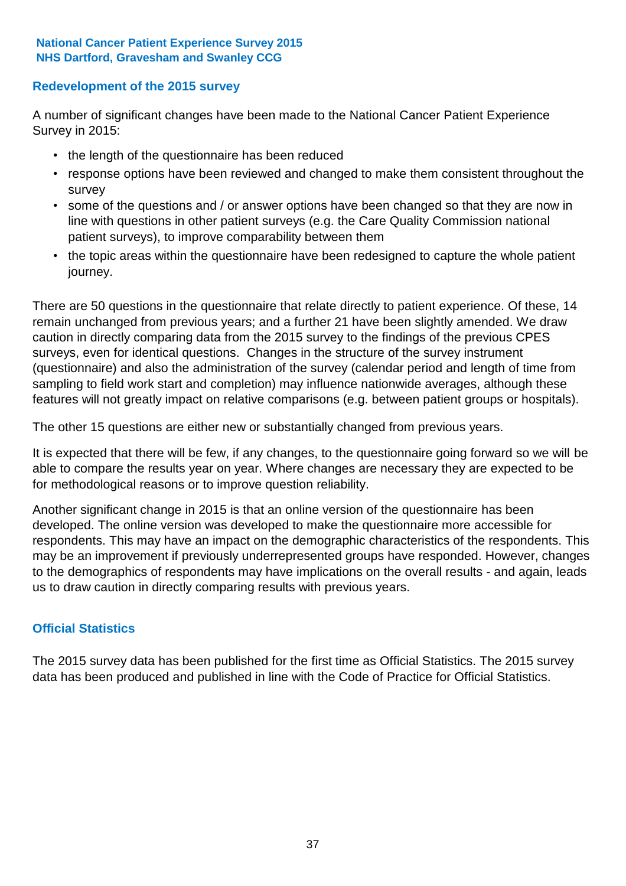## Redevelopment of the 2015 survey

A number of significant changes have been made to the National Cancer Patient Experience Survey in 2015:

- the length of the questionnaire has been reduced
- response options have been reviewed and changed to make them consistent throughout the survey
- some of the questions and / or answer options have been changed so that they are now in line with questions in other patient surveys (e.g. the Care Quality Commission national patient surveys), to improve comparability between them
- the topic areas within the questionnaire have been redesigned to capture the whole patient journey.

There are 50 questions in the questionnaire that relate directly to patient experience. Of these, 14 remain unchanged from previous years; and a further 21 have been slightly amended. We draw caution in directly comparing data from the 2015 survey to the findings of the previous CPES surveys, even for identical questions. Changes in the structure of the survey instrument (questionnaire) and also the administration of the survey (calendar period and length of time from sampling to field work start and completion) may influence nationwide averages, although these features will not greatly impact on relative comparisons (e.g. between patient groups or hospitals).

The other 15 questions are either new or substantially changed from previous years.

It is expected that there will be few, if any changes, to the questionnaire going forward so we will be able to compare the results year on year. Where changes are necessary they are expected to be for methodological reasons or to improve question reliability.

Another significant change in 2015 is that an online version of the questionnaire has been developed. The online version was developed to make the questionnaire more accessible for respondents. This may have an impact on the demographic characteristics of the respondents. This may be an improvement if previously underrepresented groups have responded. However, changes to the demographics of respondents may have implications on the overall results - and again, leads us to draw caution in directly comparing results with previous years.

## Official Statistics

The 2015 survey data has been published for the first time as Official Statistics. The 2015 survey data has been produced and published in line with the Code of Practice for Official Statistics.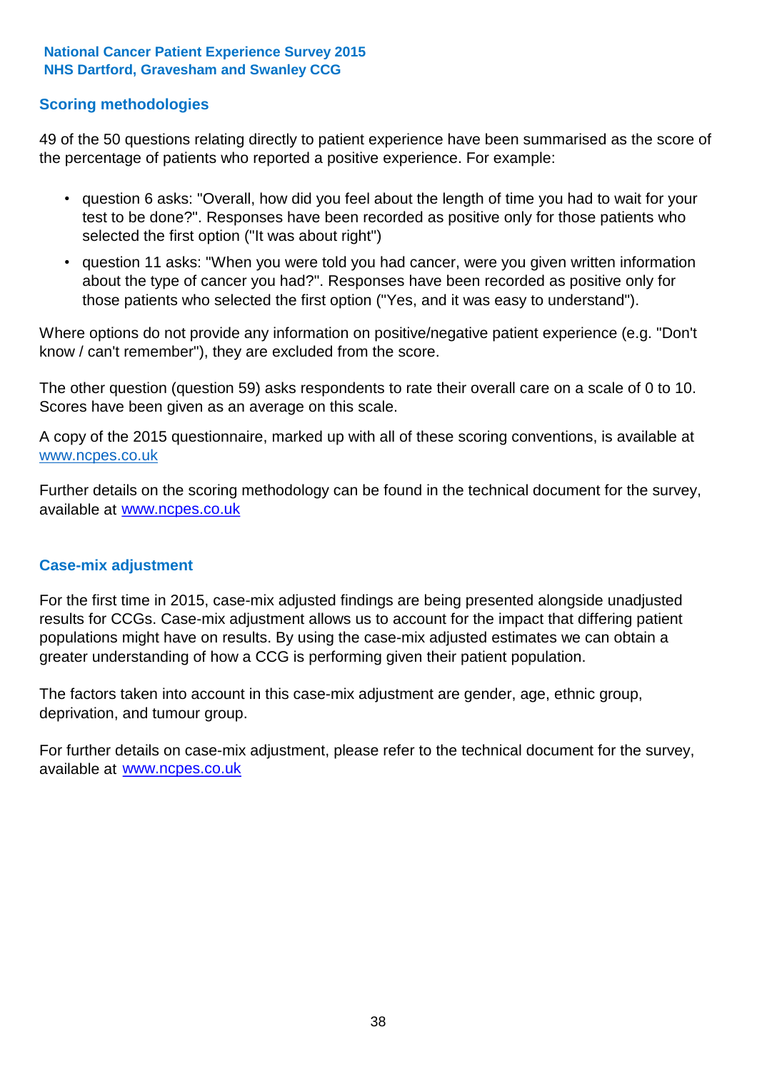**National Cancer Patient Experience Survey 2015**
**NHS Dartford, Gravesham and Swanley CCG**

## Scoring methodologies

49 of the 50 questions relating directly to patient experience have been summarised as the score of the percentage of patients who reported a positive experience. For example:

- question 6 asks: "Overall, how did you feel about the length of time you had to wait for your test to be done?". Responses have been recorded as positive only for those patients who selected the first option ("It was about right")
- question 11 asks: "When you were told you had cancer, were you given written information about the type of cancer you had?". Responses have been recorded as positive only for those patients who selected the first option ("Yes, and it was easy to understand").

Where options do not provide any information on positive/negative patient experience (e.g. "Don't know / can't remember"), they are excluded from the score.

The other question (question 59) asks respondents to rate their overall care on a scale of 0 to 10. Scores have been given as an average on this scale.

A copy of the 2015 questionnaire, marked up with all of these scoring conventions, is available at www.ncpes.co.uk

Further details on the scoring methodology can be found in the technical document for the survey, available at www.ncpes.co.uk

## Case-mix adjustment

For the first time in 2015, case-mix adjusted findings are being presented alongside unadjusted results for CCGs. Case-mix adjustment allows us to account for the impact that differing patient populations might have on results. By using the case-mix adjusted estimates we can obtain a greater understanding of how a CCG is performing given their patient population.

The factors taken into account in this case-mix adjustment are gender, age, ethnic group, deprivation, and tumour group.

For further details on case-mix adjustment, please refer to the technical document for the survey, available at www.ncpes.co.uk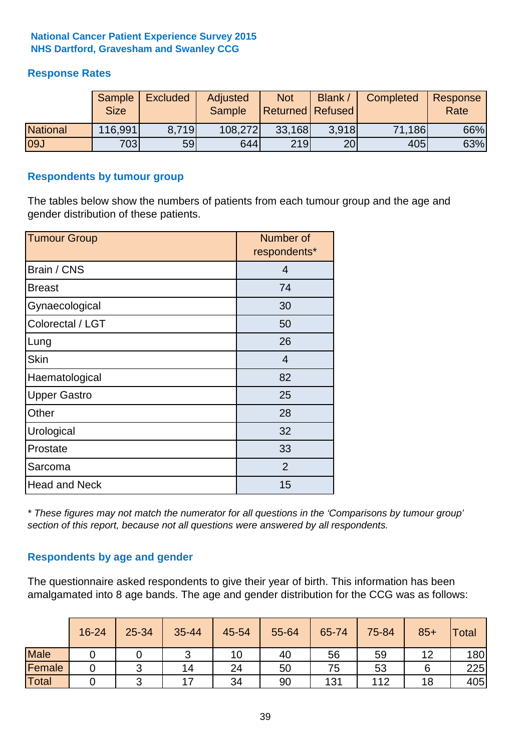**National Cancer Patient Experience Survey 2015**
**NHS Dartford, Gravesham and Swanley CCG**

## Response Rates

| | Sample Size | Excluded | Adjusted Sample | Not Returned | Blank / Refused | Completed | Response Rate |
|---|---|---|---|---|---|---|---|
| National | 116,991 | 8,719 | 108,272 | 33,168 | 3,918 | 71,186 | 66% |
| 09J | 703 | 59 | 644 | 219 | 20 | 405 | 63% |

## Respondents by tumour group

The tables below show the numbers of patients from each tumour group and the age and gender distribution of these patients.

| Tumour Group | Number of respondents* |
|---|---|
| Brain / CNS | 4 |
| Breast | 74 |
| Gynaecological | 30 |
| Colorectal / LGT | 50 |
| Lung | 26 |
| Skin | 4 |
| Haematological | 82 |
| Upper Gastro | 25 |
| Other | 28 |
| Urological | 32 |
| Prostate | 33 |
| Sarcoma | 2 |
| Head and Neck | 15 |

*\* These figures may not match the numerator for all questions in the 'Comparisons by tumour group' section of this report, because not all questions were answered by all respondents.*

## Respondents by age and gender

The questionnaire asked respondents to give their year of birth. This information has been amalgamated into 8 age bands. The age and gender distribution for the CCG was as follows:

| | 16-24 | 25-34 | 35-44 | 45-54 | 55-64 | 65-74 | 75-84 | 85+ | Total |
|---|---|---|---|---|---|---|---|---|---|
| Male | 0 | 0 | 3 | 10 | 40 | 56 | 59 | 12 | 180 |
| Female | 0 | 3 | 14 | 24 | 50 | 75 | 53 | 6 | 225 |
| Total | 0 | 3 | 17 | 34 | 90 | 131 | 112 | 18 | 405 |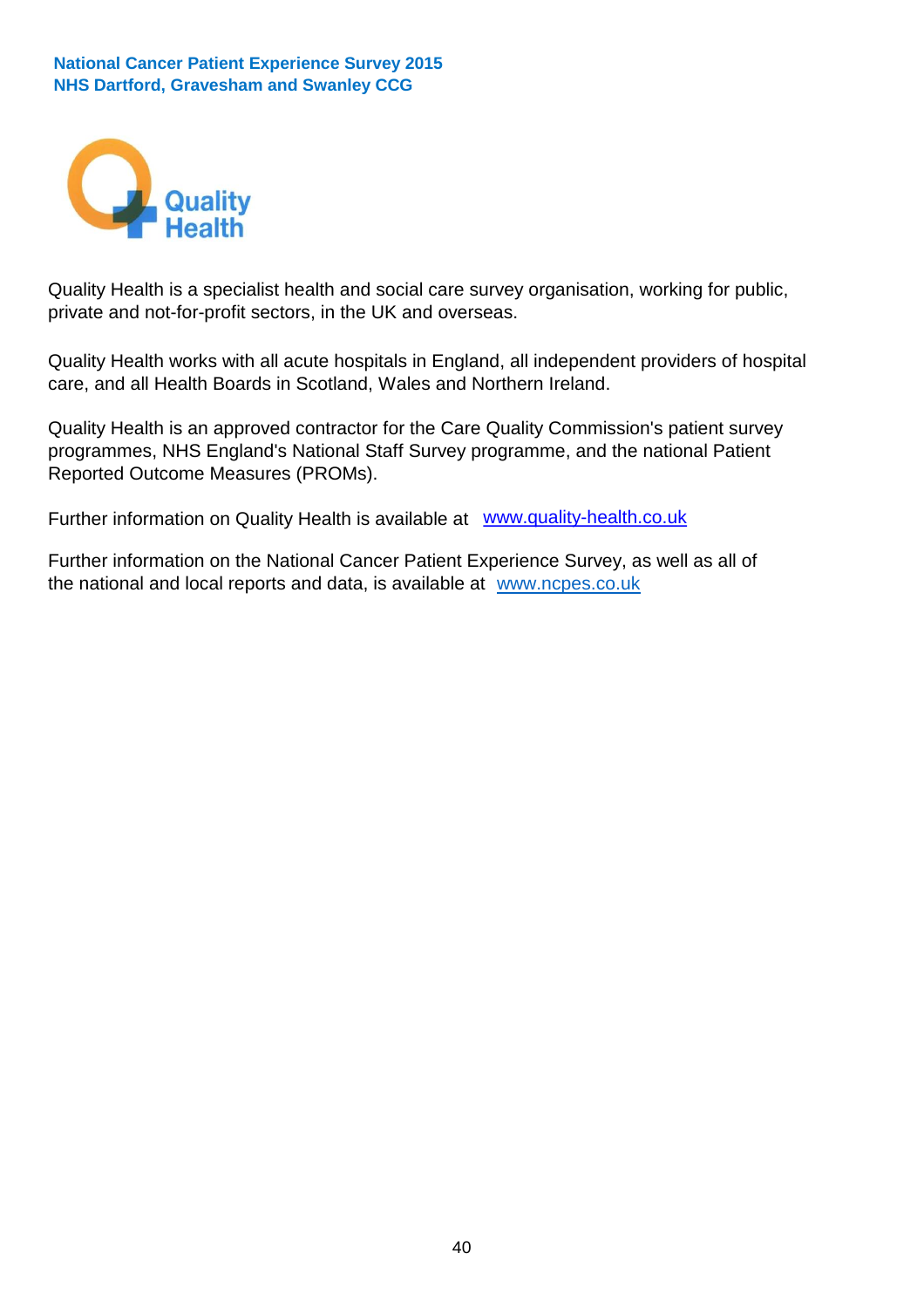Quality Health

Quality Health is a specialist health and social care survey organisation, working for public, private and not-for-profit sectors, in the UK and overseas.

Quality Health works with all acute hospitals in England, all independent providers of hospital care, and all Health Boards in Scotland, Wales and Northern Ireland.

Quality Health is an approved contractor for the Care Quality Commission's patient survey programmes, NHS England's National Staff Survey programme, and the national Patient Reported Outcome Measures (PROMs).

Further information on Quality Health is available at [www.quality-health.co.uk](http://www.quality-health.co.uk)

Further information on the National Cancer Patient Experience Survey, as well as all of the national and local reports and data, is available at [www.ncpes.co.uk](http://www.ncpes.co.uk)